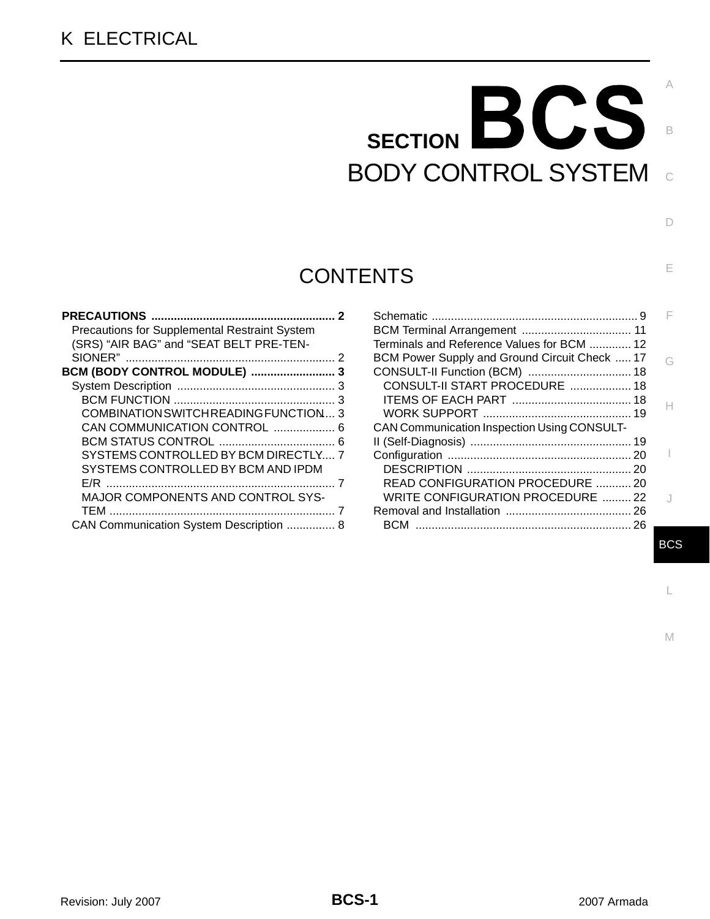# K ELECTRICAL

# SECTION BCS

# BODY CONTROL SYSTEM

## CONTENTS

**PRECAUTIONS** .......................................................... 2
- Precautions for Supplemental Restraint System (SRS) "AIR BAG" and "SEAT BELT PRE-TENSIONER" .......................................................... 2

**BCM (BODY CONTROL MODULE)** .......................... 3
- System Description .................................................. 3
  - BCM FUNCTION .................................................. 3
  - COMBINATION SWITCH READING FUNCTION .... 3
  - CAN COMMUNICATION CONTROL ................... 6
  - BCM STATUS CONTROL .................................... 6
  - SYSTEMS CONTROLLED BY BCM DIRECTLY .... 7
  - SYSTEMS CONTROLLED BY BCM AND IPDM E/R ....................................................................... 7
  - MAJOR COMPONENTS AND CONTROL SYSTEM ....................................................................... 7
- CAN Communication System Description ............... 8
- Schematic ................................................................ 9
- BCM Terminal Arrangement .................................. 11
- Terminals and Reference Values for BCM ............. 12
- BCM Power Supply and Ground Circuit Check ..... 17
- CONSULT-II Function (BCM) ................................ 18
  - CONSULT-II START PROCEDURE ................... 18
  - ITEMS OF EACH PART ..................................... 18
  - WORK SUPPORT .............................................. 19
- CAN Communication Inspection Using CONSULT-II (Self-Diagnosis) .................................................. 19
- Configuration ......................................................... 20
  - DESCRIPTION ................................................... 20
  - READ CONFIGURATION PROCEDURE ........... 20
  - WRITE CONFIGURATION PROCEDURE ......... 22
- Removal and Installation ....................................... 26
  - BCM .................................................................. 26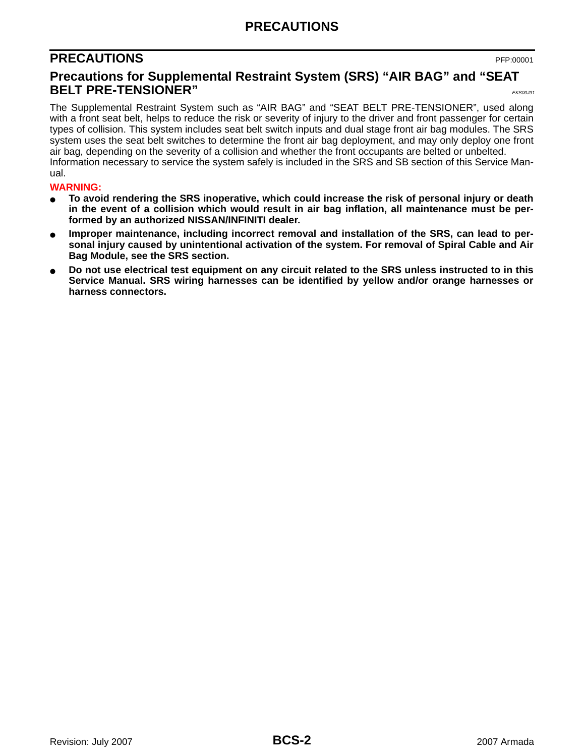# PRECAUTIONS

PFP:00001

## Precautions for Supplemental Restraint System (SRS) “AIR BAG” and “SEAT BELT PRE-TENSIONER”

*EKS00J31*

The Supplemental Restraint System such as “AIR BAG” and “SEAT BELT PRE-TENSIONER”, used along with a front seat belt, helps to reduce the risk or severity of injury to the driver and front passenger for certain types of collision. This system includes seat belt switch inputs and dual stage front air bag modules. The SRS system uses the seat belt switches to determine the front air bag deployment, and may only deploy one front air bag, depending on the severity of a collision and whether the front occupants are belted or unbelted.
Information necessary to service the system safely is included in the SRS and SB section of this Service Manual.

**WARNING:**

- **To avoid rendering the SRS inoperative, which could increase the risk of personal injury or death in the event of a collision which would result in air bag inflation, all maintenance must be performed by an authorized NISSAN/INFINITI dealer.**
- **Improper maintenance, including incorrect removal and installation of the SRS, can lead to personal injury caused by unintentional activation of the system. For removal of Spiral Cable and Air Bag Module, see the SRS section.**
- **Do not use electrical test equipment on any circuit related to the SRS unless instructed to in this Service Manual. SRS wiring harnesses can be identified by yellow and/or orange harnesses or harness connectors.**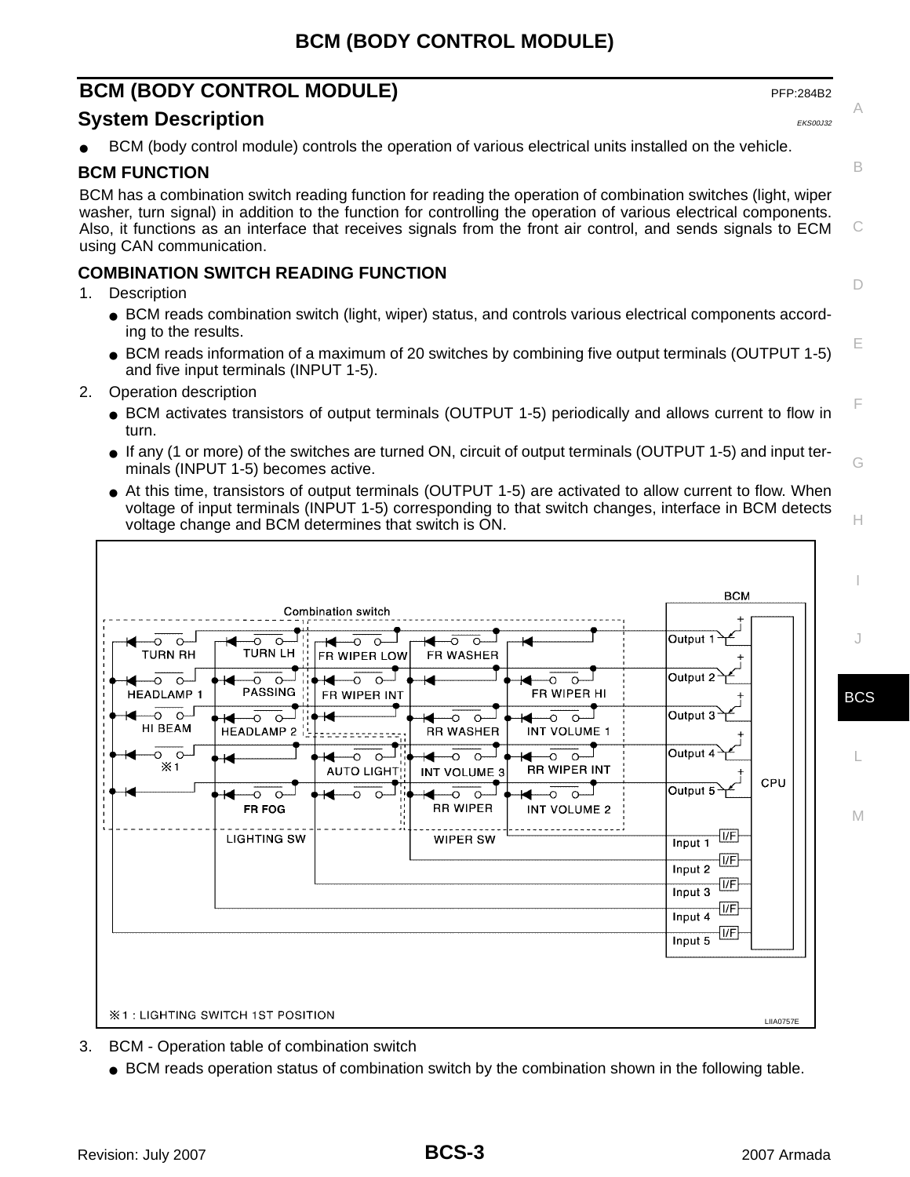## BCM (BODY CONTROL MODULE)

PFP:284B2

## System Description

EKS00J32

- BCM (body control module) controls the operation of various electrical units installed on the vehicle.

### BCM FUNCTION

BCM has a combination switch reading function for reading the operation of combination switches (light, wiper washer, turn signal) in addition to the function for controlling the operation of various electrical components. Also, it functions as an interface that receives signals from the front air control, and sends signals to ECM using CAN communication.

### COMBINATION SWITCH READING FUNCTION

1. Description
   - BCM reads combination switch (light, wiper) status, and controls various electrical components according to the results.
   - BCM reads information of a maximum of 20 switches by combining five output terminals (OUTPUT 1-5) and five input terminals (INPUT 1-5).
2. Operation description
   - BCM activates transistors of output terminals (OUTPUT 1-5) periodically and allows current to flow in turn.
   - If any (1 or more) of the switches are turned ON, circuit of output terminals (OUTPUT 1-5) and input terminals (INPUT 1-5) becomes active.
   - At this time, transistors of output terminals (OUTPUT 1-5) are activated to allow current to flow. When voltage of input terminals (INPUT 1-5) corresponding to that switch changes, interface in BCM detects voltage change and BCM determines that switch is ON.

Combination switch — BCM

TURN RH, TURN LH, FR WIPER LOW, FR WASHER — Output 1
HEADLAMP 1, PASSING, FR WIPER INT, FR WIPER HI — Output 2
HI BEAM, HEADLAMP 2, RR WASHER, INT VOLUME 1 — Output 3
※1, AUTO LIGHT, INT VOLUME 3, RR WIPER INT — Output 4
FR FOG, RR WIPER, INT VOLUME 2 — Output 5

LIGHTING SW, WIPER SW

Input 1, Input 2, Input 3, Input 4, Input 5 (I/F) — CPU

※1 : LIGHTING SWITCH 1ST POSITION

LIIA0757E

3. BCM - Operation table of combination switch
   - BCM reads operation status of combination switch by the combination shown in the following table.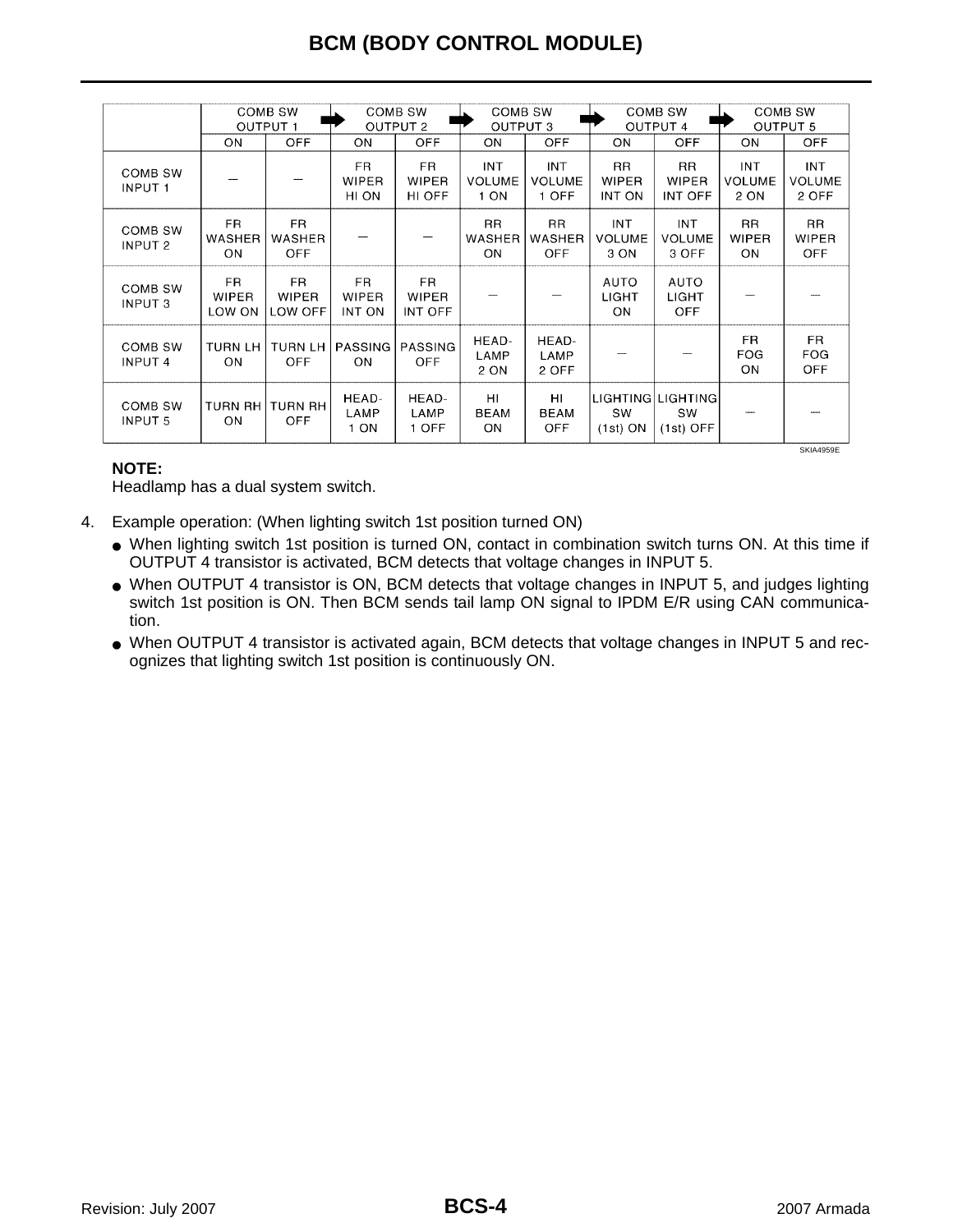| | COMB SW OUTPUT 1 | | COMB SW OUTPUT 2 | | COMB SW OUTPUT 3 | | COMB SW OUTPUT 4 | | COMB SW OUTPUT 5 | |
|---|---|---|---|---|---|---|---|---|---|---|
| | ON | OFF | ON | OFF | ON | OFF | ON | OFF | ON | OFF |
| COMB SW INPUT 1 | — | — | FR WIPER HI ON | FR WIPER HI OFF | INT VOLUME 1 ON | INT VOLUME 1 OFF | RR WIPER INT ON | RR WIPER INT OFF | INT VOLUME 2 ON | INT VOLUME 2 OFF |
| COMB SW INPUT 2 | FR WASHER ON | FR WASHER OFF | — | — | RR WASHER ON | RR WASHER OFF | INT VOLUME 3 ON | INT VOLUME 3 OFF | RR WIPER ON | RR WIPER OFF |
| COMB SW INPUT 3 | FR WIPER LOW ON | FR WIPER LOW OFF | FR WIPER INT ON | FR WIPER INT OFF | — | — | AUTO LIGHT ON | AUTO LIGHT OFF | — | — |
| COMB SW INPUT 4 | TURN LH ON | TURN LH OFF | PASSING ON | PASSING OFF | HEAD-LAMP 2 ON | HEAD-LAMP 2 OFF | — | — | FR FOG ON | FR FOG OFF |
| COMB SW INPUT 5 | TURN RH ON | TURN RH OFF | HEAD-LAMP 1 ON | HEAD-LAMP 1 OFF | HI BEAM ON | HI BEAM OFF | LIGHTING SW (1st) ON | LIGHTING SW (1st) OFF | — | — |

SKIA4959E

**NOTE:**
Headlamp has a dual system switch.

4. Example operation: (When lighting switch 1st position turned ON)
   - When lighting switch 1st position is turned ON, contact in combination switch turns ON. At this time if OUTPUT 4 transistor is activated, BCM detects that voltage changes in INPUT 5.
   - When OUTPUT 4 transistor is ON, BCM detects that voltage changes in INPUT 5, and judges lighting switch 1st position is ON. Then BCM sends tail lamp ON signal to IPDM E/R using CAN communication.
   - When OUTPUT 4 transistor is activated again, BCM detects that voltage changes in INPUT 5 and recognizes that lighting switch 1st position is continuously ON.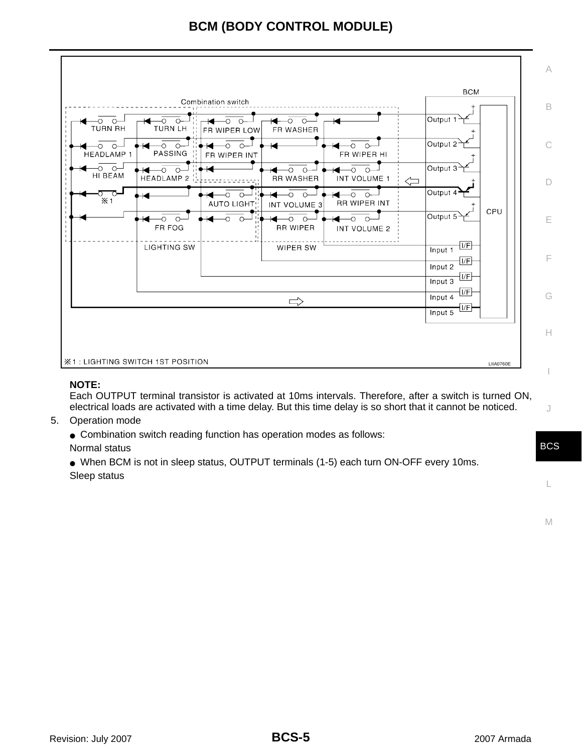NOTE:
Each OUTPUT terminal transistor is activated at 10ms intervals. Therefore, after a switch is turned ON, electrical loads are activated with a time delay. But this time delay is so short that it cannot be noticed.

5. Operation mode
   - Combination switch reading function has operation modes as follows:

   Normal status
   - When BCM is not in sleep status, OUTPUT terminals (1-5) each turn ON-OFF every 10ms.

   Sleep status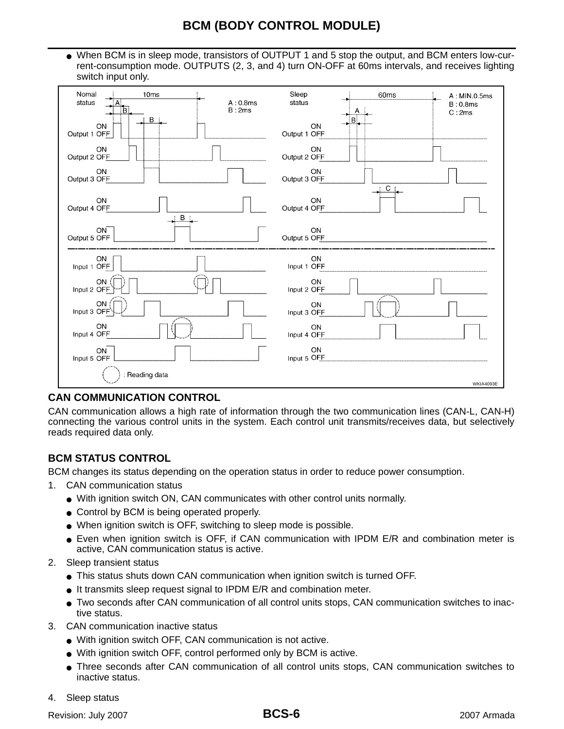- When BCM is in sleep mode, transistors of OUTPUT 1 and 5 stop the output, and BCM enters low-current-consumption mode. OUTPUTS (2, 3, and 4) turn ON-OFF at 60ms intervals, and receives lighting switch input only.

Nomal status — 10ms — A : 0.8ms, B : 2ms

Sleep status — 60ms — A : MIN.0.5ms, B : 0.8ms, C : 2ms

Output 1 ON/OFF, Output 2 ON/OFF, Output 3 ON/OFF, Output 4 ON/OFF, Output 5 ON/OFF

Input 1 ON/OFF, Input 2 ON/OFF, Input 3 ON/OFF, Input 4 ON/OFF, Input 5 ON/OFF

: Reading data

WKIA4093E

### CAN COMMUNICATION CONTROL

CAN communication allows a high rate of information through the two communication lines (CAN-L, CAN-H) connecting the various control units in the system. Each control unit transmits/receives data, but selectively reads required data only.

### BCM STATUS CONTROL

BCM changes its status depending on the operation status in order to reduce power consumption.

1. CAN communication status
   - With ignition switch ON, CAN communicates with other control units normally.
   - Control by BCM is being operated properly.
   - When ignition switch is OFF, switching to sleep mode is possible.
   - Even when ignition switch is OFF, if CAN communication with IPDM E/R and combination meter is active, CAN communication status is active.
2. Sleep transient status
   - This status shuts down CAN communication when ignition switch is turned OFF.
   - It transmits sleep request signal to IPDM E/R and combination meter.
   - Two seconds after CAN communication of all control units stops, CAN communication switches to inactive status.
3. CAN communication inactive status
   - With ignition switch OFF, CAN communication is not active.
   - With ignition switch OFF, control performed only by BCM is active.
   - Three seconds after CAN communication of all control units stops, CAN communication switches to inactive status.
4. Sleep status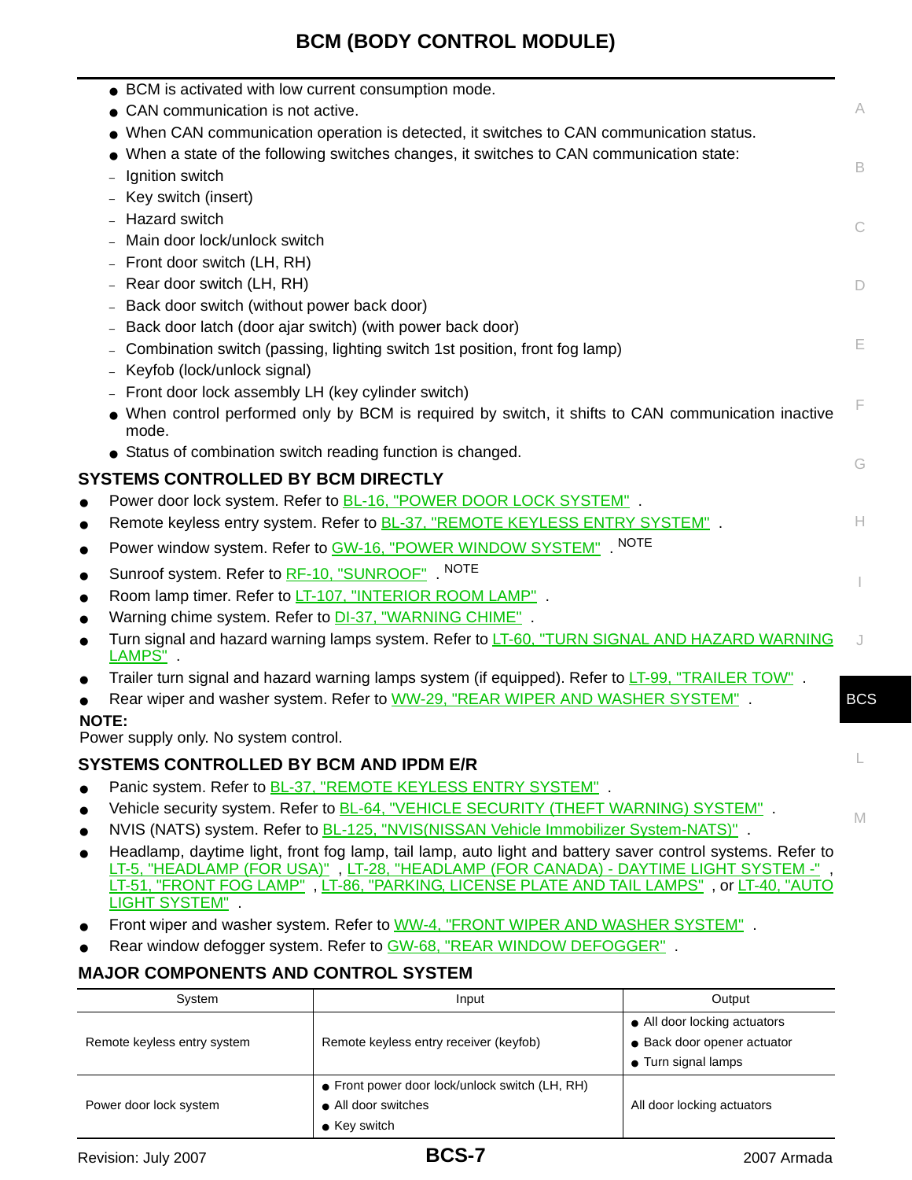- BCM is activated with low current consumption mode.
- CAN communication is not active.
- When CAN communication operation is detected, it switches to CAN communication status.
- When a state of the following switches changes, it switches to CAN communication state:
  - Ignition switch
  - Key switch (insert)
  - Hazard switch
  - Main door lock/unlock switch
  - Front door switch (LH, RH)
  - Rear door switch (LH, RH)
  - Back door switch (without power back door)
  - Back door latch (door ajar switch) (with power back door)
  - Combination switch (passing, lighting switch 1st position, front fog lamp)
  - Keyfob (lock/unlock signal)
  - Front door lock assembly LH (key cylinder switch)
- When control performed only by BCM is required by switch, it shifts to CAN communication inactive mode.
- Status of combination switch reading function is changed.

## SYSTEMS CONTROLLED BY BCM DIRECTLY

- Power door lock system. Refer to BL-16, "POWER DOOR LOCK SYSTEM" .
- Remote keyless entry system. Refer to BL-37, "REMOTE KEYLESS ENTRY SYSTEM" .
- Power window system. Refer to GW-16, "POWER WINDOW SYSTEM" . NOTE
- Sunroof system. Refer to RF-10, "SUNROOF" . NOTE
- Room lamp timer. Refer to LT-107, "INTERIOR ROOM LAMP" .
- Warning chime system. Refer to DI-37, "WARNING CHIME" .
- Turn signal and hazard warning lamps system. Refer to LT-60, "TURN SIGNAL AND HAZARD WARNING LAMPS" .
- Trailer turn signal and hazard warning lamps system (if equipped). Refer to LT-99, "TRAILER TOW" .
- Rear wiper and washer system. Refer to WW-29, "REAR WIPER AND WASHER SYSTEM" .

**NOTE:**
Power supply only. No system control.

## SYSTEMS CONTROLLED BY BCM AND IPDM E/R

- Panic system. Refer to BL-37, "REMOTE KEYLESS ENTRY SYSTEM" .
- Vehicle security system. Refer to BL-64, "VEHICLE SECURITY (THEFT WARNING) SYSTEM" .
- NVIS (NATS) system. Refer to BL-125, "NVIS(NISSAN Vehicle Immobilizer System-NATS)" .
- Headlamp, daytime light, front fog lamp, tail lamp, auto light and battery saver control systems. Refer to LT-5, "HEADLAMP (FOR USA)" , LT-28, "HEADLAMP (FOR CANADA) - DAYTIME LIGHT SYSTEM -" , LT-51, "FRONT FOG LAMP" , LT-86, "PARKING, LICENSE PLATE AND TAIL LAMPS" , or LT-40, "AUTO LIGHT SYSTEM" .
- Front wiper and washer system. Refer to WW-4, "FRONT WIPER AND WASHER SYSTEM" .
- Rear window defogger system. Refer to GW-68, "REAR WINDOW DEFOGGER" .

## MAJOR COMPONENTS AND CONTROL SYSTEM

| System | Input | Output |
|---|---|---|
| Remote keyless entry system | Remote keyless entry receiver (keyfob) | ● All door locking actuators<br>● Back door opener actuator<br>● Turn signal lamps |
| Power door lock system | ● Front power door lock/unlock switch (LH, RH)<br>● All door switches<br>● Key switch | All door locking actuators |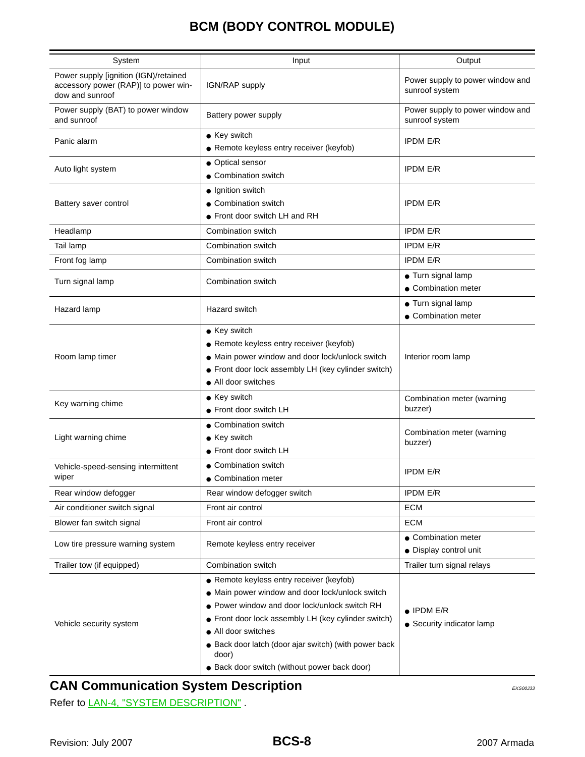# BCM (BODY CONTROL MODULE)

| System | Input | Output |
|---|---|---|
| Power supply [ignition (IGN)/retained accessory power (RAP)] to power window and sunroof | IGN/RAP supply | Power supply to power window and sunroof system |
| Power supply (BAT) to power window and sunroof | Battery power supply | Power supply to power window and sunroof system |
| Panic alarm | ● Key switch<br>● Remote keyless entry receiver (keyfob) | IPDM E/R |
| Auto light system | ● Optical sensor<br>● Combination switch | IPDM E/R |
| Battery saver control | ● Ignition switch<br>● Combination switch<br>● Front door switch LH and RH | IPDM E/R |
| Headlamp | Combination switch | IPDM E/R |
| Tail lamp | Combination switch | IPDM E/R |
| Front fog lamp | Combination switch | IPDM E/R |
| Turn signal lamp | Combination switch | ● Turn signal lamp<br>● Combination meter |
| Hazard lamp | Hazard switch | ● Turn signal lamp<br>● Combination meter |
| Room lamp timer | ● Key switch<br>● Remote keyless entry receiver (keyfob)<br>● Main power window and door lock/unlock switch<br>● Front door lock assembly LH (key cylinder switch)<br>● All door switches | Interior room lamp |
| Key warning chime | ● Key switch<br>● Front door switch LH | Combination meter (warning buzzer) |
| Light warning chime | ● Combination switch<br>● Key switch<br>● Front door switch LH | Combination meter (warning buzzer) |
| Vehicle-speed-sensing intermittent wiper | ● Combination switch<br>● Combination meter | IPDM E/R |
| Rear window defogger | Rear window defogger switch | IPDM E/R |
| Air conditioner switch signal | Front air control | ECM |
| Blower fan switch signal | Front air control | ECM |
| Low tire pressure warning system | Remote keyless entry receiver | ● Combination meter<br>● Display control unit |
| Trailer tow (if equipped) | Combination switch | Trailer turn signal relays |
| Vehicle security system | ● Remote keyless entry receiver (keyfob)<br>● Main power window and door lock/unlock switch<br>● Power window and door lock/unlock switch RH<br>● Front door lock assembly LH (key cylinder switch)<br>● All door switches<br>● Back door latch (door ajar switch) (with power back door)<br>● Back door switch (without power back door) | ● IPDM E/R<br>● Security indicator lamp |

## CAN Communication System Description

EKS00J33

Refer to LAN-4, "SYSTEM DESCRIPTION" .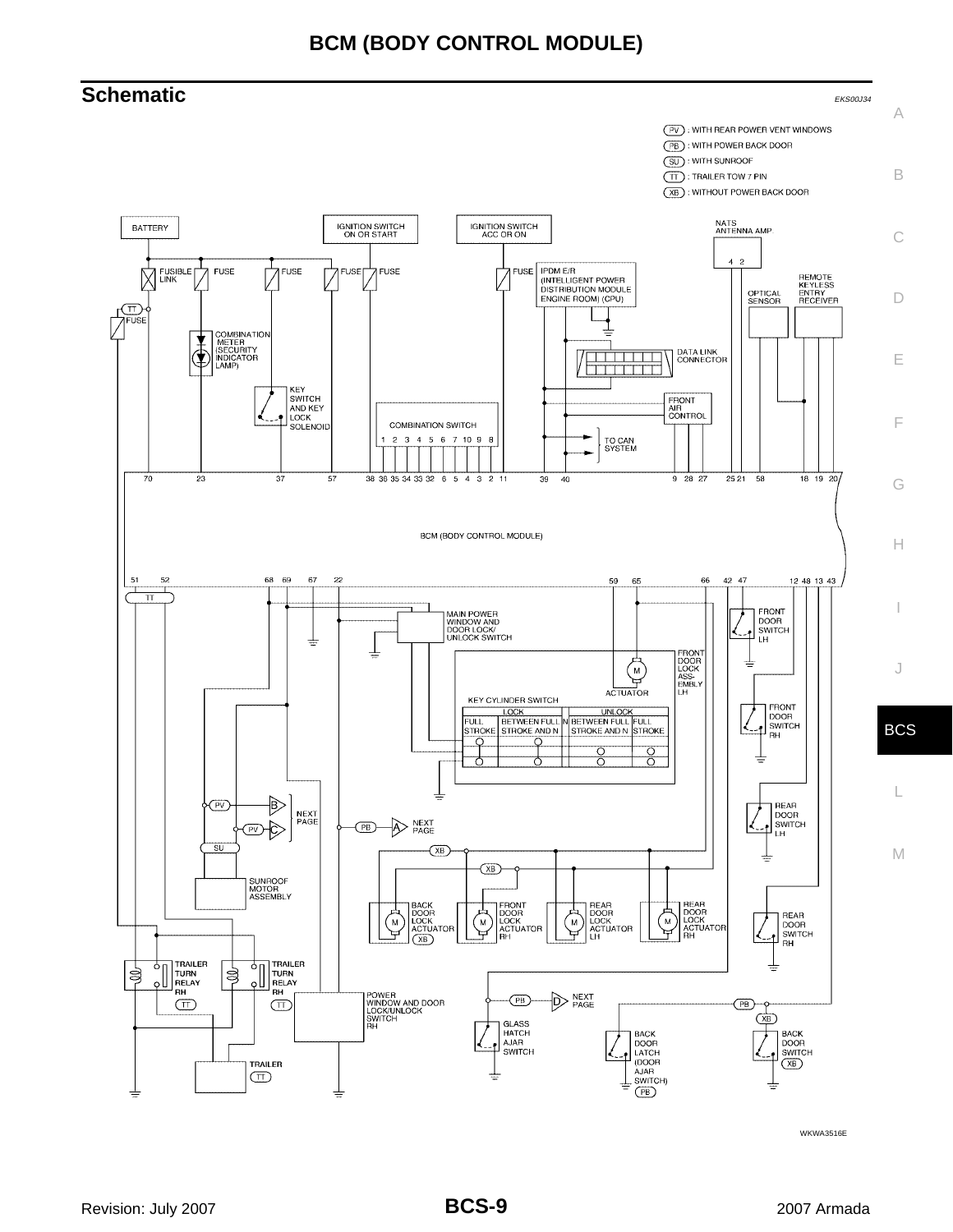# BCM (BODY CONTROL MODULE)

## Schematic

EKS00J34

PV : WITH REAR POWER VENT WINDOWS
PB : WITH POWER BACK DOOR
SU : WITH SUNROOF
TT : TRAILER TOW 7 PIN
XB : WITHOUT POWER BACK DOOR

BATTERY

IGNITION SWITCH ON OR START

IGNITION SWITCH ACC OR ON

NATS ANTENNA AMP.

FUSIBLE LINK

FUSE

IPDM E/R (INTELLIGENT POWER DISTRIBUTION MODULE ENGINE ROOM) (CPU)

OPTICAL SENSOR

REMOTE KEYLESS ENTRY RECEIVER

COMBINATION METER (SECURITY INDICATOR LAMP)

DATA LINK CONNECTOR

KEY SWITCH AND KEY LOCK SOLENOID

FRONT AIR CONTROL

COMBINATION SWITCH

TO CAN SYSTEM

BCM (BODY CONTROL MODULE)

MAIN POWER WINDOW AND DOOR LOCK/UNLOCK SWITCH

FRONT DOOR SWITCH LH

FRONT DOOR LOCK ASSEMBLY LH

ACTUATOR

KEY CYLINDER SWITCH

| LOCK | | | UNLOCK | |
|---|---|---|---|---|
| FULL STROKE | BETWEEN FULL STROKE AND N | N | BETWEEN FULL STROKE AND N | FULL STROKE |

FRONT DOOR SWITCH RH

REAR DOOR SWITCH LH

NEXT PAGE

SUNROOF MOTOR ASSEMBLY

BACK DOOR LOCK ACTUATOR (XB)

FRONT DOOR LOCK ACTUATOR RH

REAR DOOR LOCK ACTUATOR LH

REAR DOOR LOCK ACTUATOR RH

REAR DOOR SWITCH RH

TRAILER TURN RELAY RH (TT)

TRAILER TURN RELAY RH (TT)

POWER WINDOW AND DOOR LOCK/UNLOCK SWITCH RH

GLASS HATCH AJAR SWITCH

BACK DOOR LATCH (DOOR AJAR SWITCH) (PB)

BACK DOOR SWITCH (XB)

TRAILER (TT)

WKWA3516E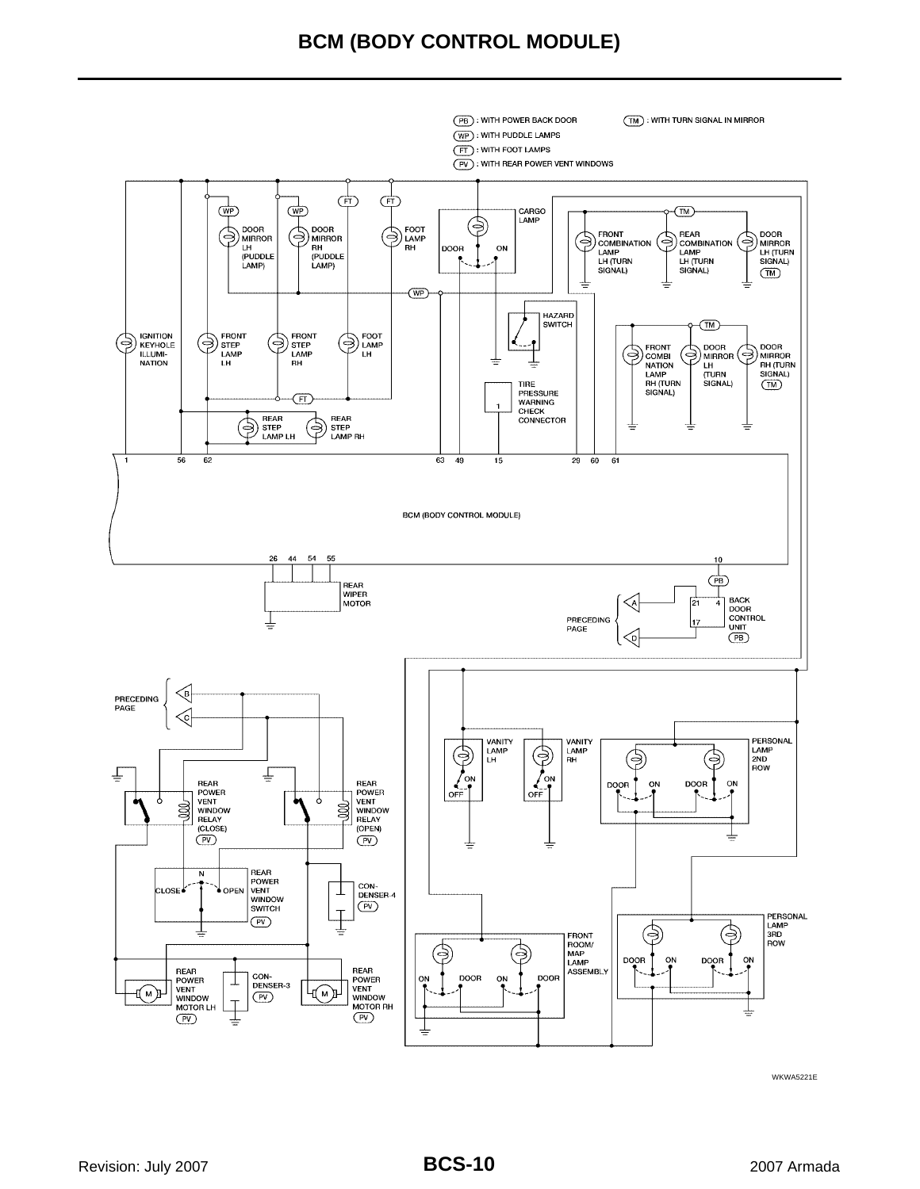# BCM (BODY CONTROL MODULE)

(PB) : WITH POWER BACK DOOR

(WP) : WITH PUDDLE LAMPS

(FT) : WITH FOOT LAMPS

(PV) : WITH REAR POWER VENT WINDOWS

(TM) : WITH TURN SIGNAL IN MIRROR

DOOR MIRROR LH (PUDDLE LAMP)

DOOR MIRROR RH (PUDDLE LAMP)

FOOT LAMP RH

CARGO LAMP

DOOR ON

FRONT COMBINATION LAMP LH (TURN SIGNAL)

REAR COMBINATION LAMP LH (TURN SIGNAL)

DOOR MIRROR LH (TURN SIGNAL) (TM)

HAZARD SWITCH

IGNITION KEYHOLE ILLUMI-NATION

FRONT STEP LAMP LH

FRONT STEP LAMP RH

FOOT LAMP LH

FRONT COMBI NATION LAMP RH (TURN SIGNAL)

DOOR MIRROR LH (TURN SIGNAL)

DOOR MIRROR RH (TURN SIGNAL) (TM)

TIRE PRESSURE WARNING CHECK CONNECTOR

REAR STEP LAMP LH

REAR STEP LAMP RH

1 56 62 63 49 15 29 60 61

BCM (BODY CONTROL MODULE)

26 44 54 55

10

REAR WIPER MOTOR

BACK DOOR CONTROL UNIT (PB)

PRECEDING PAGE

PRECEDING PAGE

REAR POWER VENT WINDOW RELAY (CLOSE) (PV)

REAR POWER VENT WINDOW RELAY (OPEN) (PV)

VANITY LAMP LH

VANITY LAMP RH

PERSONAL LAMP 2ND ROW

REAR POWER VENT WINDOW SWITCH (PV)

CLOSE N OPEN

CON-DENSER-4 (PV)

FRONT ROOM/ MAP LAMP ASSEMBLY

PERSONAL LAMP 3RD ROW

REAR POWER VENT WINDOW MOTOR LH (PV)

CON-DENSER-3 (PV)

REAR POWER VENT WINDOW MOTOR RH (PV)

WKWA5221E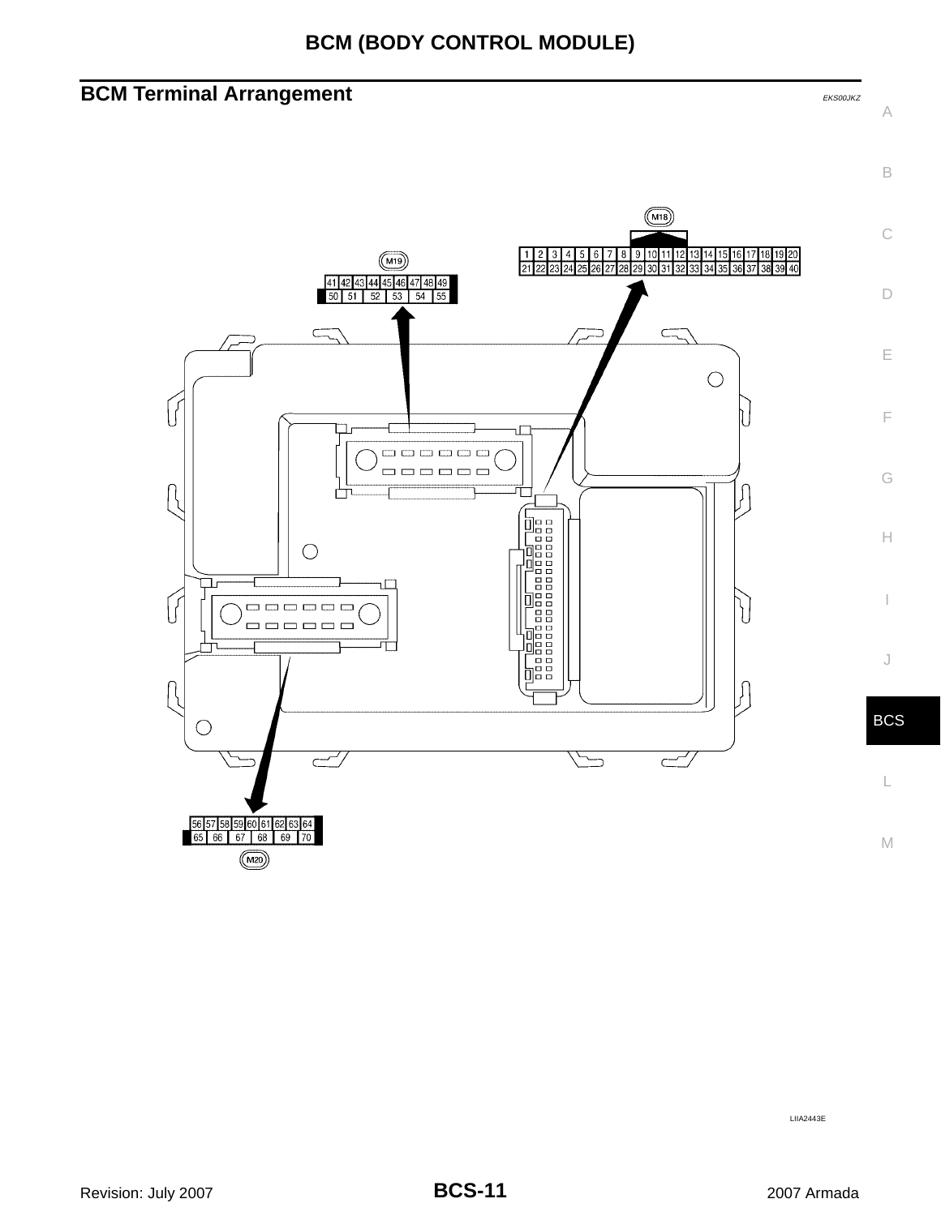## BCM Terminal Arrangement

EKS00JKZ

M18

| 1 | 2 | 3 | 4 | 5 | 6 | 7 | 8 | 9 | 10 | 11 | 12 | 13 | 14 | 15 | 16 | 17 | 18 | 19 | 20 |
|---|---|---|---|---|---|---|---|---|---|---|---|---|---|---|---|---|---|---|---|
| 21 | 22 | 23 | 24 | 25 | 26 | 27 | 28 | 29 | 30 | 31 | 32 | 33 | 34 | 35 | 36 | 37 | 38 | 39 | 40 |

M19

| 41 | 42 | 43 | 44 | 45 | 46 | 47 | 48 | 49 |
|---|---|---|---|---|---|---|---|---|
| 50 | 51 | 52 | 53 | 54 | 55 | | | |

M20

| 56 | 57 | 58 | 59 | 60 | 61 | 62 | 63 | 64 |
|---|---|---|---|---|---|---|---|---|
| 65 | 66 | 67 | 68 | 69 | 70 | | | |

LIIA2443E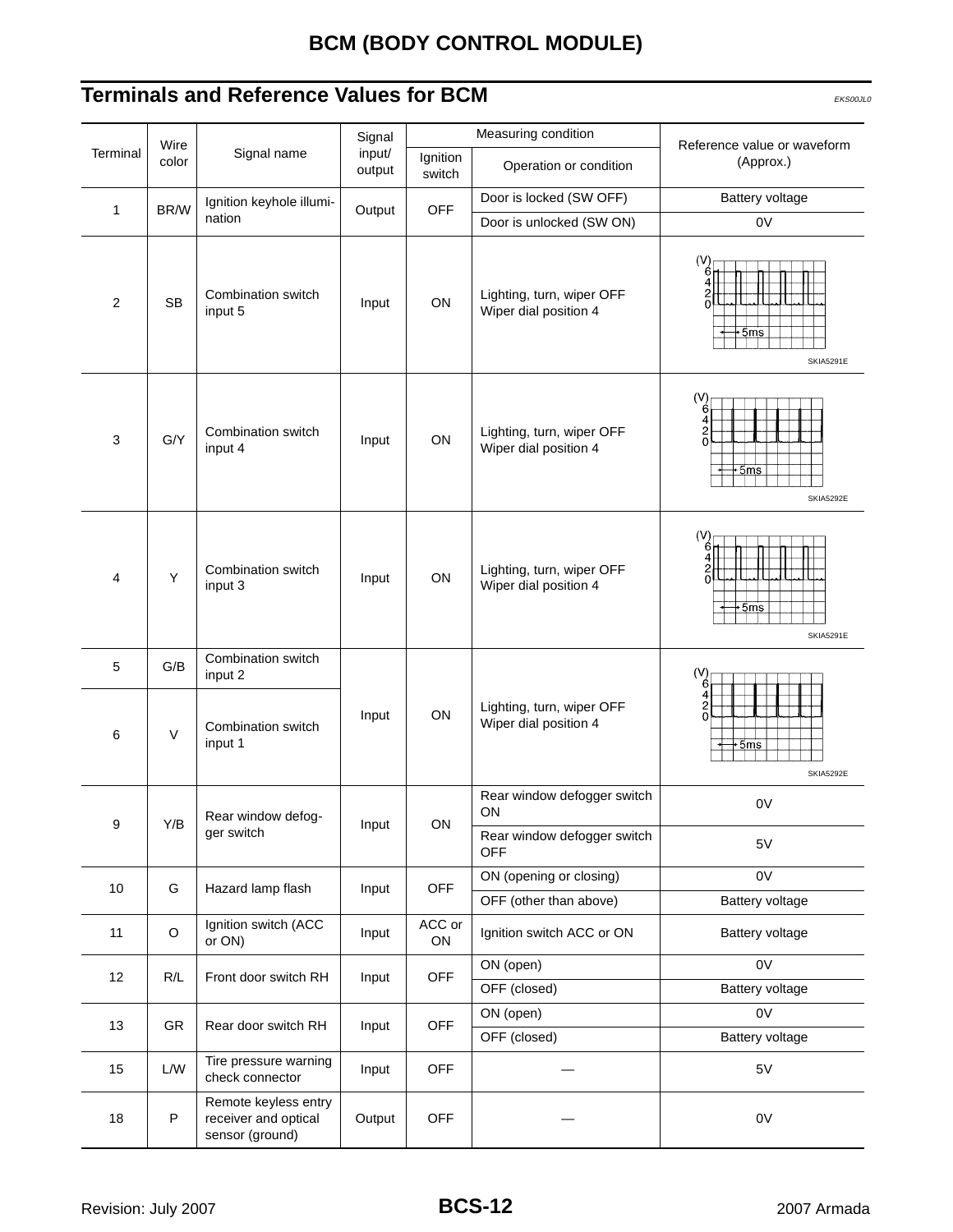## Terminals and Reference Values for BCM

EKS00JL0

| Terminal | Wire color | Signal name | Signal input/ output | Measuring condition | | Reference value or waveform (Approx.) |
|---|---|---|---|---|---|---|
| | | | | Ignition switch | Operation or condition | |
| 1 | BR/W | Ignition keyhole illumination | Output | OFF | Door is locked (SW OFF) | Battery voltage |
| | | | | | Door is unlocked (SW ON) | 0V |
| 2 | SB | Combination switch input 5 | Input | ON | Lighting, turn, wiper OFF<br>Wiper dial position 4 | SKIA5291E |
| 3 | G/Y | Combination switch input 4 | Input | ON | Lighting, turn, wiper OFF<br>Wiper dial position 4 | SKIA5292E |
| 4 | Y | Combination switch input 3 | Input | ON | Lighting, turn, wiper OFF<br>Wiper dial position 4 | SKIA5291E |
| 5 | G/B | Combination switch input 2 | Input | ON | Lighting, turn, wiper OFF<br>Wiper dial position 4 | SKIA5292E |
| 6 | V | Combination switch input 1 | | | | |
| 9 | Y/B | Rear window defogger switch | Input | ON | Rear window defogger switch ON | 0V |
| | | | | | Rear window defogger switch OFF | 5V |
| 10 | G | Hazard lamp flash | Input | OFF | ON (opening or closing) | 0V |
| | | | | | OFF (other than above) | Battery voltage |
| 11 | O | Ignition switch (ACC or ON) | Input | ACC or ON | Ignition switch ACC or ON | Battery voltage |
| 12 | R/L | Front door switch RH | Input | OFF | ON (open) | 0V |
| | | | | | OFF (closed) | Battery voltage |
| 13 | GR | Rear door switch RH | Input | OFF | ON (open) | 0V |
| | | | | | OFF (closed) | Battery voltage |
| 15 | L/W | Tire pressure warning check connector | Input | OFF | — | 5V |
| 18 | P | Remote keyless entry receiver and optical sensor (ground) | Output | OFF | — | 0V |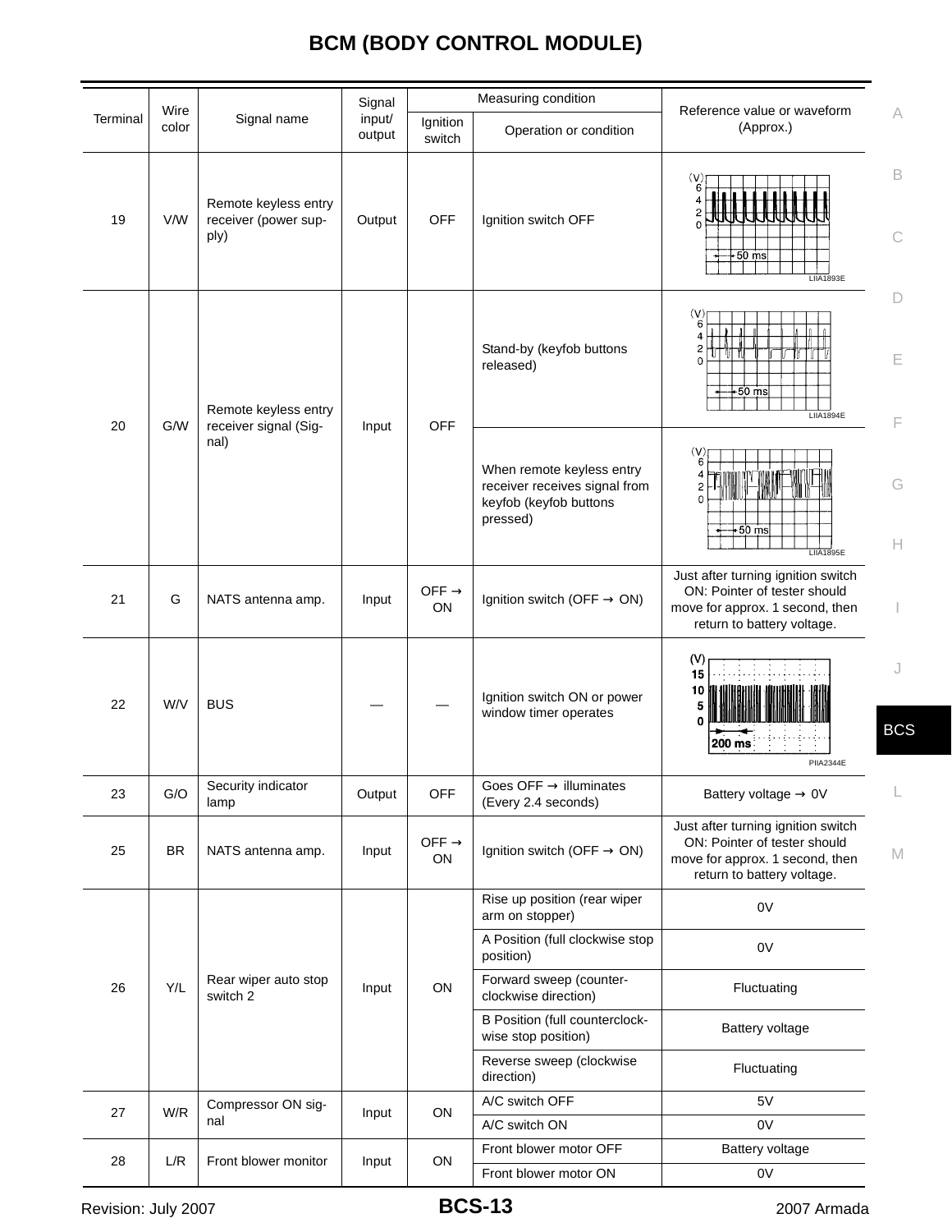# BCM (BODY CONTROL MODULE)

| Terminal | Wire color | Signal name | Signal input/output | Measuring condition | | Reference value or waveform (Approx.) |
|---|---|---|---|---|---|---|
| | | | | Ignition switch | Operation or condition | |
| 19 | V/W | Remote keyless entry receiver (power supply) | Output | OFF | Ignition switch OFF | LIIA1893E |
| 20 | G/W | Remote keyless entry receiver signal (Signal) | Input | OFF | Stand-by (keyfob buttons released) | LIIA1894E |
| | | | | | When remote keyless entry receiver receives signal from keyfob (keyfob buttons pressed) | LIIA1895E |
| 21 | G | NATS antenna amp. | Input | OFF → ON | Ignition switch (OFF → ON) | Just after turning ignition switch ON: Pointer of tester should move for approx. 1 second, then return to battery voltage. |
| 22 | W/V | BUS | — | — | Ignition switch ON or power window timer operates | PIIA2344E |
| 23 | G/O | Security indicator lamp | Output | OFF | Goes OFF → illuminates (Every 2.4 seconds) | Battery voltage → 0V |
| 25 | BR | NATS antenna amp. | Input | OFF → ON | Ignition switch (OFF → ON) | Just after turning ignition switch ON: Pointer of tester should move for approx. 1 second, then return to battery voltage. |
| 26 | Y/L | Rear wiper auto stop switch 2 | Input | ON | Rise up position (rear wiper arm on stopper) | 0V |
| | | | | | A Position (full clockwise stop position) | 0V |
| | | | | | Forward sweep (counter-clockwise direction) | Fluctuating |
| | | | | | B Position (full counterclockwise stop position) | Battery voltage |
| | | | | | Reverse sweep (clockwise direction) | Fluctuating |
| 27 | W/R | Compressor ON signal | Input | ON | A/C switch OFF | 5V |
| | | | | | A/C switch ON | 0V |
| 28 | L/R | Front blower monitor | Input | ON | Front blower motor OFF | Battery voltage |
| | | | | | Front blower motor ON | 0V |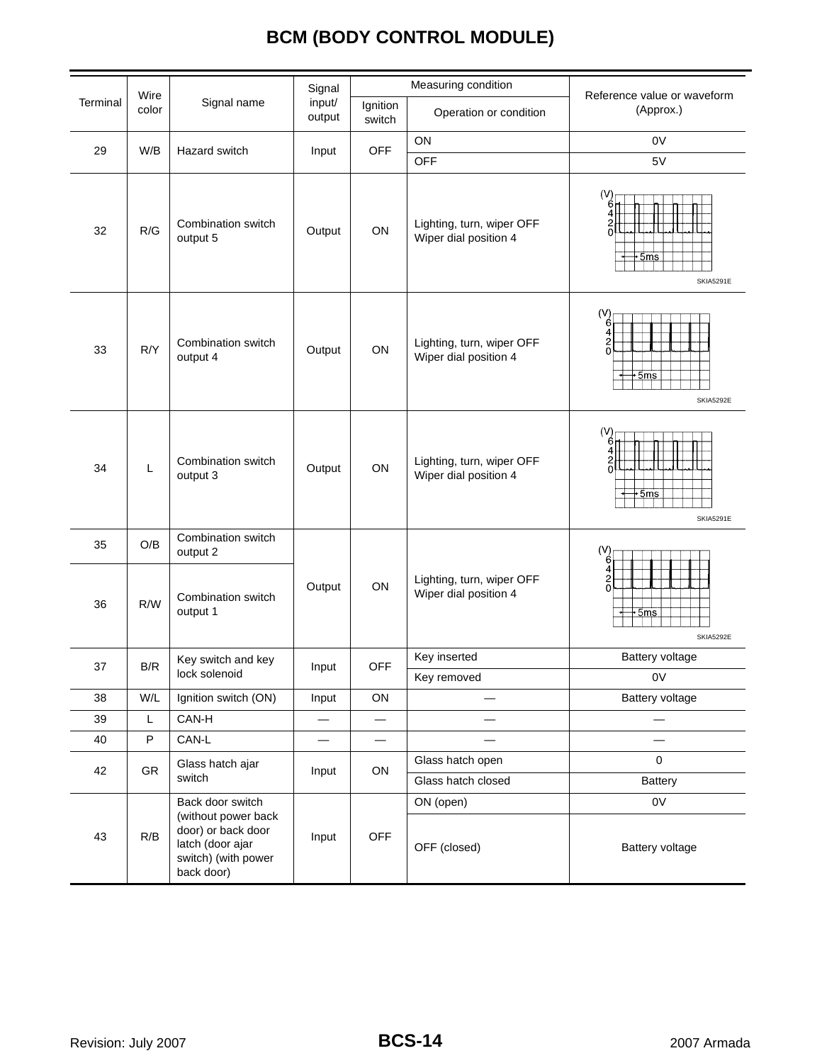# BCM (BODY CONTROL MODULE)

| Terminal | Wire color | Signal name | Signal input/ output | Measuring condition | | Reference value or waveform (Approx.) |
|---|---|---|---|---|---|---|
| | | | | Ignition switch | Operation or condition | |
| 29 | W/B | Hazard switch | Input | OFF | ON | 0V |
| | | | | | OFF | 5V |
| 32 | R/G | Combination switch output 5 | Output | ON | Lighting, turn, wiper OFF Wiper dial position 4 | SKIA5291E |
| 33 | R/Y | Combination switch output 4 | Output | ON | Lighting, turn, wiper OFF Wiper dial position 4 | SKIA5292E |
| 34 | L | Combination switch output 3 | Output | ON | Lighting, turn, wiper OFF Wiper dial position 4 | SKIA5291E |
| 35 | O/B | Combination switch output 2 | Output | ON | Lighting, turn, wiper OFF Wiper dial position 4 | SKIA5292E |
| 36 | R/W | Combination switch output 1 | | | | |
| 37 | B/R | Key switch and key lock solenoid | Input | OFF | Key inserted | Battery voltage |
| | | | | | Key removed | 0V |
| 38 | W/L | Ignition switch (ON) | Input | ON | — | Battery voltage |
| 39 | L | CAN-H | — | — | — | — |
| 40 | P | CAN-L | — | — | — | — |
| 42 | GR | Glass hatch ajar switch | Input | ON | Glass hatch open | 0 |
| | | | | | Glass hatch closed | Battery |
| 43 | R/B | Back door switch (without power back door) or back door latch (door ajar switch) (with power back door) | Input | OFF | ON (open) | 0V |
| | | | | | OFF (closed) | Battery voltage |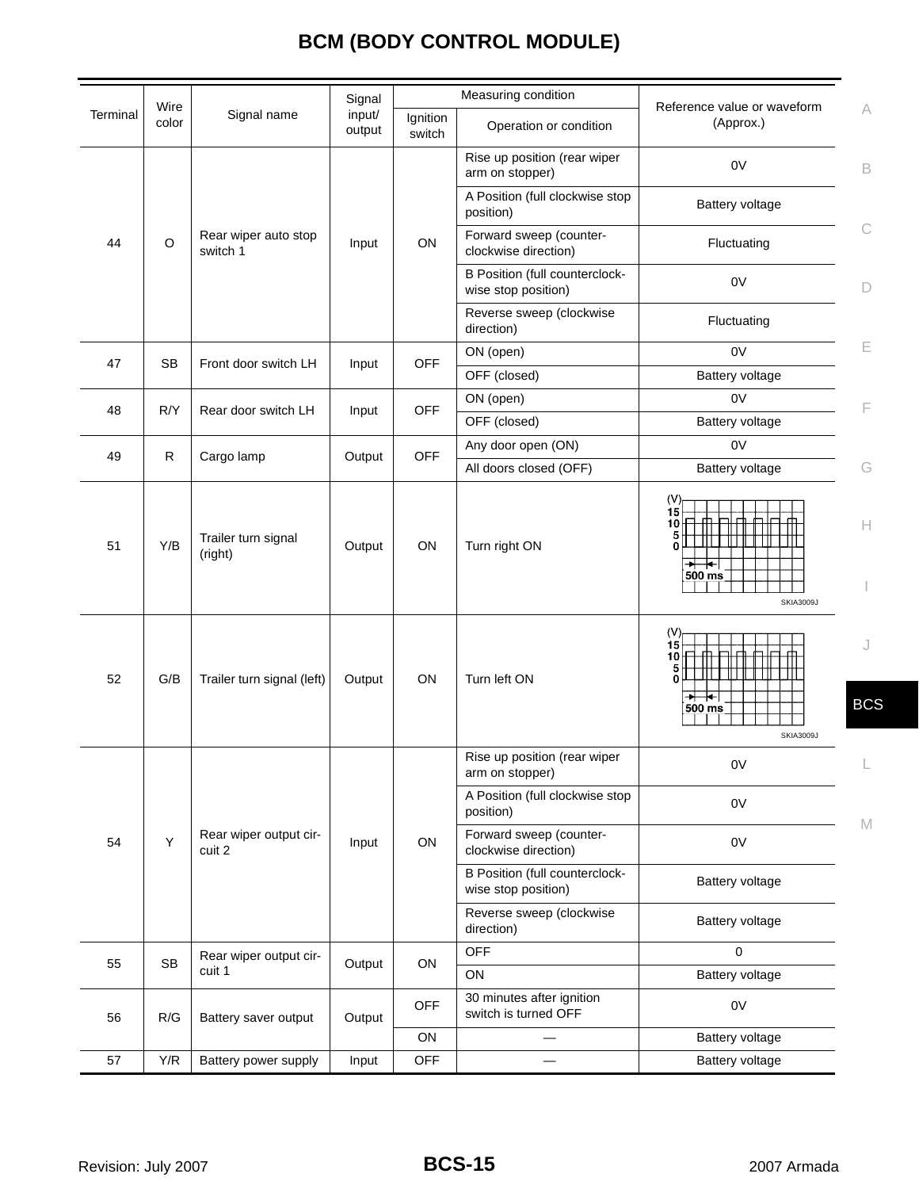# BCM (BODY CONTROL MODULE)

| Terminal | Wire color | Signal name | Signal input/ output | Measuring condition | | Reference value or waveform (Approx.) |
|---|---|---|---|---|---|---|
| | | | | Ignition switch | Operation or condition | |
| 44 | O | Rear wiper auto stop switch 1 | Input | ON | Rise up position (rear wiper arm on stopper) | 0V |
| | | | | | A Position (full clockwise stop position) | Battery voltage |
| | | | | | Forward sweep (counter-clockwise direction) | Fluctuating |
| | | | | | B Position (full counterclock-wise stop position) | 0V |
| | | | | | Reverse sweep (clockwise direction) | Fluctuating |
| 47 | SB | Front door switch LH | Input | OFF | ON (open) | 0V |
| | | | | | OFF (closed) | Battery voltage |
| 48 | R/Y | Rear door switch LH | Input | OFF | ON (open) | 0V |
| | | | | | OFF (closed) | Battery voltage |
| 49 | R | Cargo lamp | Output | OFF | Any door open (ON) | 0V |
| | | | | | All doors closed (OFF) | Battery voltage |
| 51 | Y/B | Trailer turn signal (right) | Output | ON | Turn right ON | (V) 15 10 5 0, 500 ms SKIA3009J |
| 52 | G/B | Trailer turn signal (left) | Output | ON | Turn left ON | (V) 15 10 5 0, 500 ms SKIA3009J |
| 54 | Y | Rear wiper output circuit 2 | Input | ON | Rise up position (rear wiper arm on stopper) | 0V |
| | | | | | A Position (full clockwise stop position) | 0V |
| | | | | | Forward sweep (counter-clockwise direction) | 0V |
| | | | | | B Position (full counterclock-wise stop position) | Battery voltage |
| | | | | | Reverse sweep (clockwise direction) | Battery voltage |
| 55 | SB | Rear wiper output circuit 1 | Output | ON | OFF | 0 |
| | | | | | ON | Battery voltage |
| 56 | R/G | Battery saver output | Output | OFF | 30 minutes after ignition switch is turned OFF | 0V |
| | | | | ON | — | Battery voltage |
| 57 | Y/R | Battery power supply | Input | OFF | — | Battery voltage |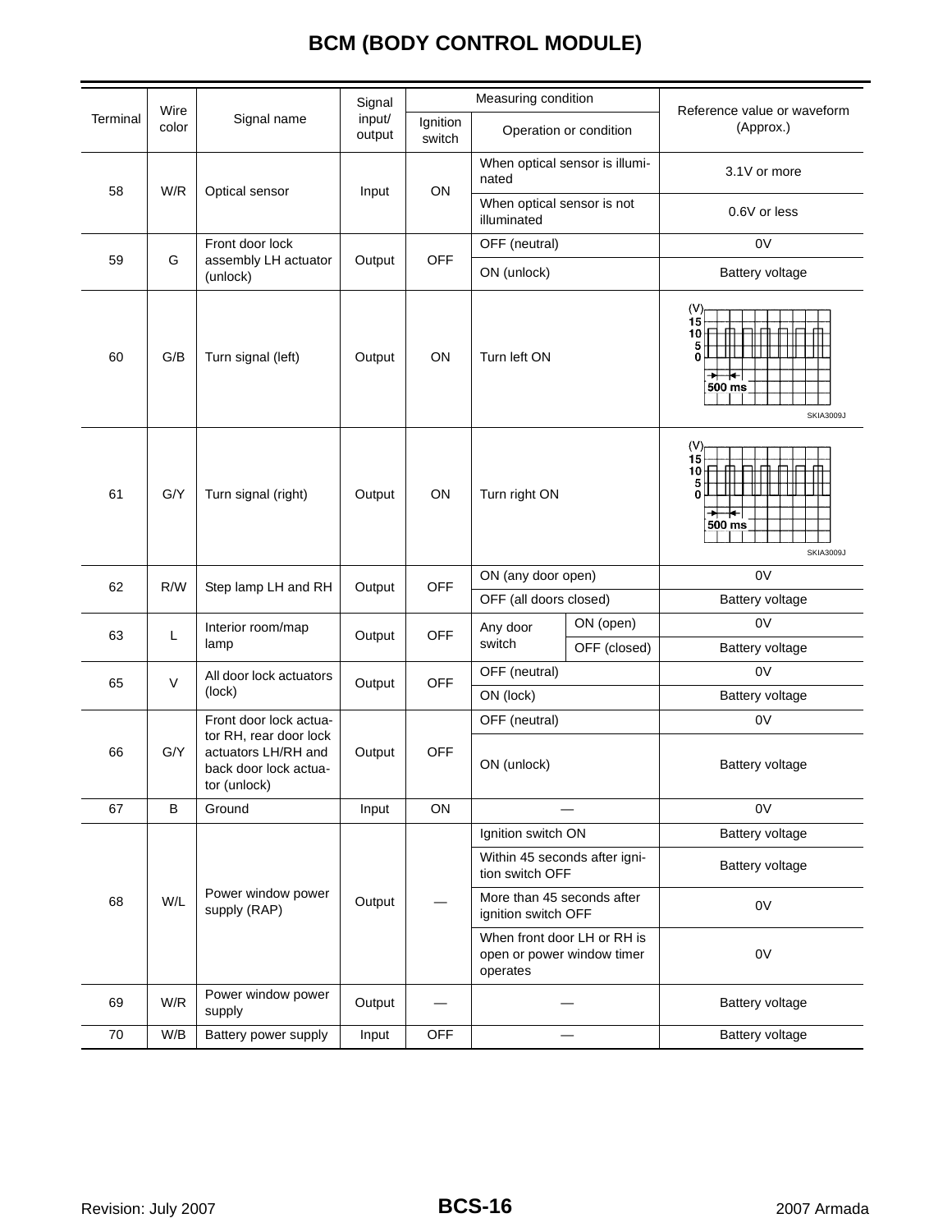# BCM (BODY CONTROL MODULE)

| Terminal | Wire color | Signal name | Signal input/ output | Measuring condition | | | Reference value or waveform (Approx.) |
|---|---|---|---|---|---|---|---|
| | | | | Ignition switch | Operation or condition | | |
| 58 | W/R | Optical sensor | Input | ON | When optical sensor is illuminated | | 3.1V or more |
| | | | | | When optical sensor is not illuminated | | 0.6V or less |
| 59 | G | Front door lock assembly LH actuator (unlock) | Output | OFF | OFF (neutral) | | 0V |
| | | | | | ON (unlock) | | Battery voltage |
| 60 | G/B | Turn signal (left) | Output | ON | Turn left ON | | SKIA3009J |
| 61 | G/Y | Turn signal (right) | Output | ON | Turn right ON | | SKIA3009J |
| 62 | R/W | Step lamp LH and RH | Output | OFF | ON (any door open) | | 0V |
| | | | | | OFF (all doors closed) | | Battery voltage |
| 63 | L | Interior room/map lamp | Output | OFF | Any door switch | ON (open) | 0V |
| | | | | | | OFF (closed) | Battery voltage |
| 65 | V | All door lock actuators (lock) | Output | OFF | OFF (neutral) | | 0V |
| | | | | | ON (lock) | | Battery voltage |
| 66 | G/Y | Front door lock actuator RH, rear door lock actuators LH/RH and back door lock actuator (unlock) | Output | OFF | OFF (neutral) | | 0V |
| | | | | | ON (unlock) | | Battery voltage |
| 67 | B | Ground | Input | ON | — | | 0V |
| 68 | W/L | Power window power supply (RAP) | Output | — | Ignition switch ON | | Battery voltage |
| | | | | | Within 45 seconds after ignition switch OFF | | Battery voltage |
| | | | | | More than 45 seconds after ignition switch OFF | | 0V |
| | | | | | When front door LH or RH is open or power window timer operates | | 0V |
| 69 | W/R | Power window power supply | Output | — | — | | Battery voltage |
| 70 | W/B | Battery power supply | Input | OFF | — | | Battery voltage |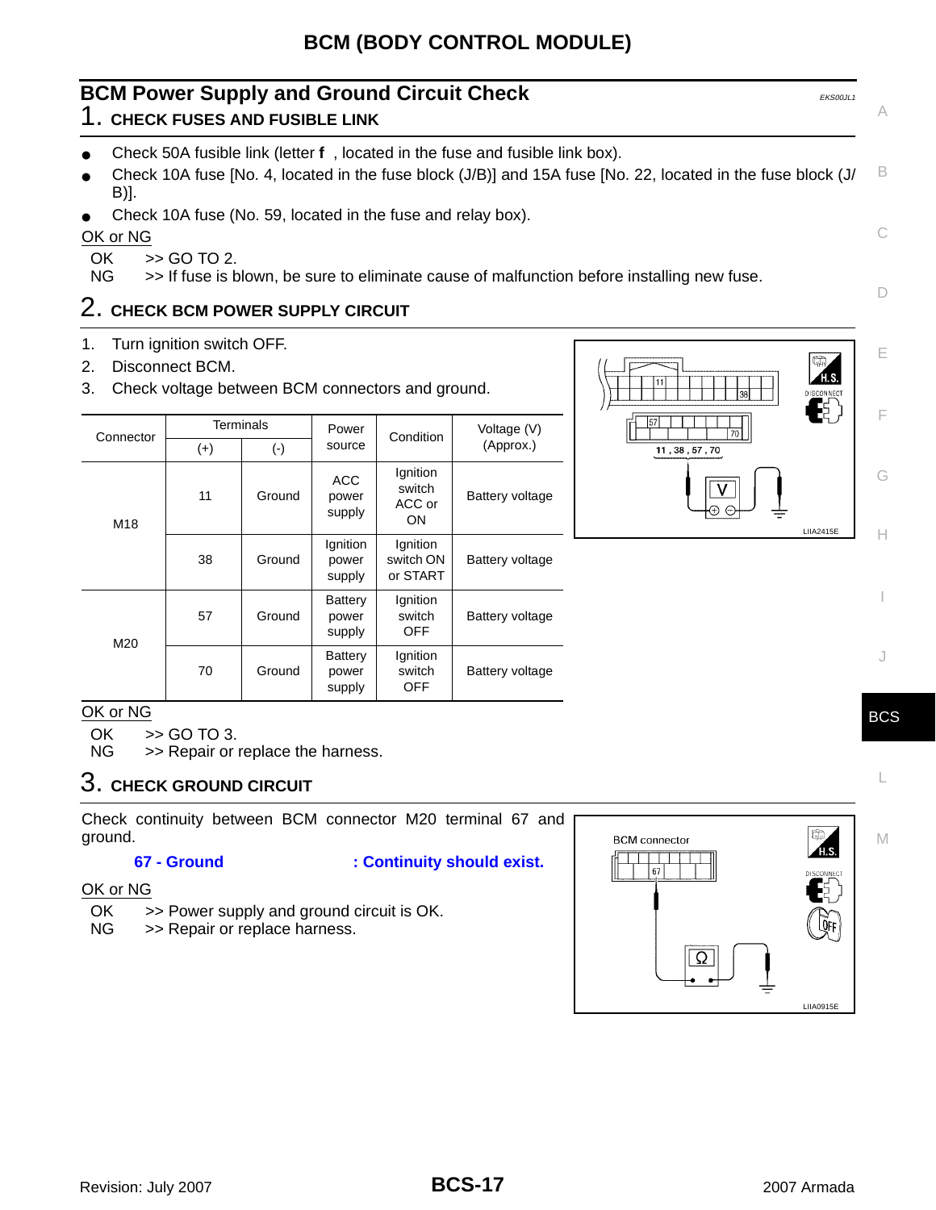# BCM (BODY CONTROL MODULE)

## BCM Power Supply and Ground Circuit Check

EKS00JL1

### 1. CHECK FUSES AND FUSIBLE LINK

- Check 50A fusible link (letter **f** , located in the fuse and fusible link box).
- Check 10A fuse [No. 4, located in the fuse block (J/B)] and 15A fuse [No. 22, located in the fuse block (J/B)].
- Check 10A fuse (No. 59, located in the fuse and relay box).

OK or NG

OK >> GO TO 2.
NG >> If fuse is blown, be sure to eliminate cause of malfunction before installing new fuse.

### 2. CHECK BCM POWER SUPPLY CIRCUIT

1. Turn ignition switch OFF.
2. Disconnect BCM.
3. Check voltage between BCM connectors and ground.

| Connector | Terminals | | Power source | Condition | Voltage (V) (Approx.) |
|---|---|---|---|---|---|
| | (+) | (-) | | | |
| M18 | 11 | Ground | ACC power supply | Ignition switch ACC or ON | Battery voltage |
| | 38 | Ground | Ignition power supply | Ignition switch ON or START | Battery voltage |
| M20 | 57 | Ground | Battery power supply | Ignition switch OFF | Battery voltage |
| | 70 | Ground | Battery power supply | Ignition switch OFF | Battery voltage |

LIIA2415E

OK or NG

OK >> GO TO 3.
NG >> Repair or replace the harness.

### 3. CHECK GROUND CIRCUIT

Check continuity between BCM connector M20 terminal 67 and ground.

**67 - Ground : Continuity should exist.**

LIIA0915E

OK or NG

OK >> Power supply and ground circuit is OK.
NG >> Repair or replace harness.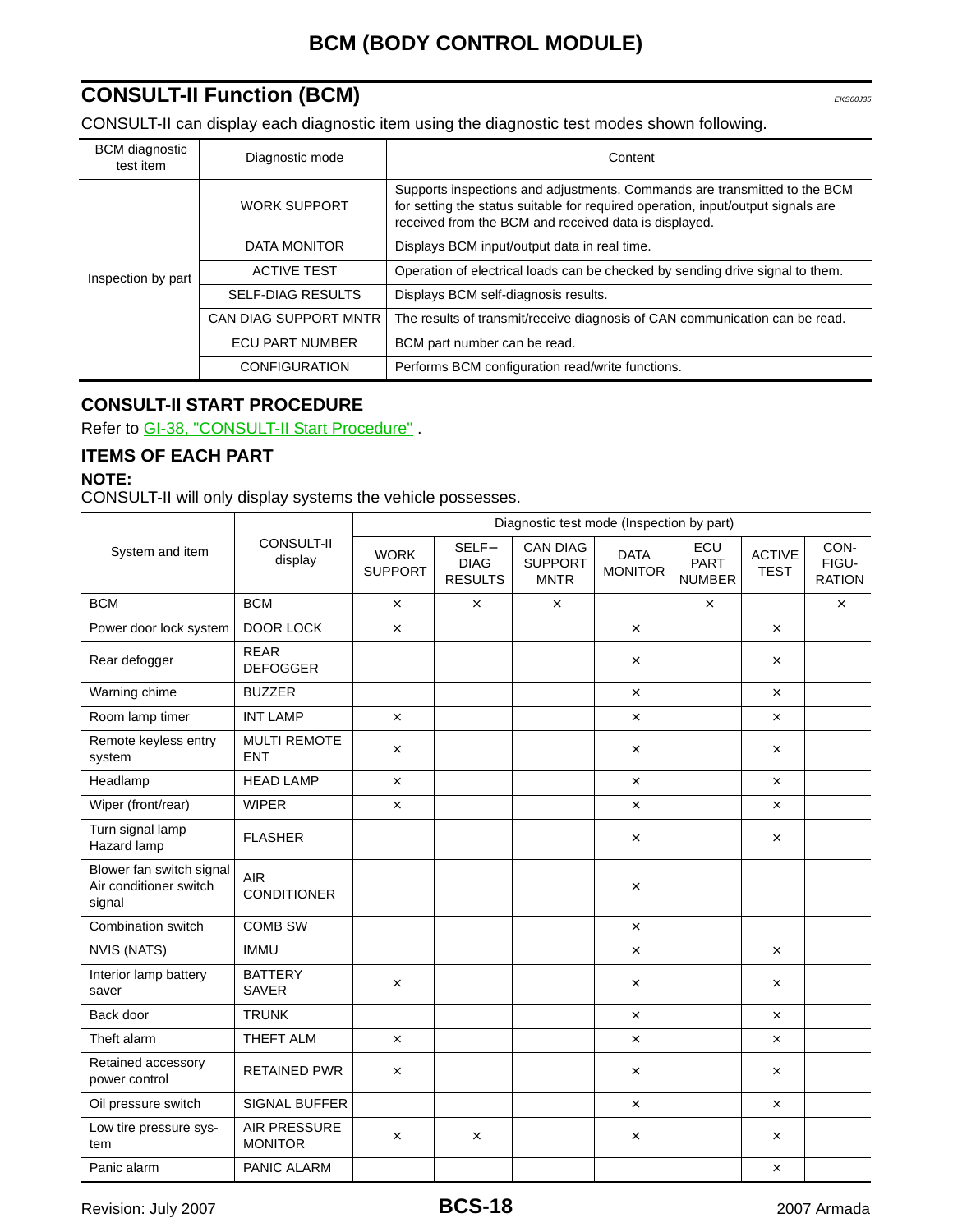## CONSULT-II Function (BCM)

EKS00J35

CONSULT-II can display each diagnostic item using the diagnostic test modes shown following.

| BCM diagnostic test item | Diagnostic mode | Content |
|---|---|---|
| Inspection by part | WORK SUPPORT | Supports inspections and adjustments. Commands are transmitted to the BCM for setting the status suitable for required operation, input/output signals are received from the BCM and received data is displayed. |
| | DATA MONITOR | Displays BCM input/output data in real time. |
| | ACTIVE TEST | Operation of electrical loads can be checked by sending drive signal to them. |
| | SELF-DIAG RESULTS | Displays BCM self-diagnosis results. |
| | CAN DIAG SUPPORT MNTR | The results of transmit/receive diagnosis of CAN communication can be read. |
| | ECU PART NUMBER | BCM part number can be read. |
| | CONFIGURATION | Performs BCM configuration read/write functions. |

### CONSULT-II START PROCEDURE

Refer to GI-38, "CONSULT-II Start Procedure" .

### ITEMS OF EACH PART

**NOTE:**
CONSULT-II will only display systems the vehicle possesses.

| System and item | CONSULT-II display | Diagnostic test mode (Inspection by part) | | | | | | |
|---|---|---|---|---|---|---|---|---|
| | | WORK SUPPORT | SELF-DIAG RESULTS | CAN DIAG SUPPORT MNTR | DATA MONITOR | ECU PART NUMBER | ACTIVE TEST | CON-FIGU-RATION |
| BCM | BCM | × | × | × | | × | | × |
| Power door lock system | DOOR LOCK | × | | | × | | × | |
| Rear defogger | REAR DEFOGGER | | | | × | | × | |
| Warning chime | BUZZER | | | | × | | × | |
| Room lamp timer | INT LAMP | × | | | × | | × | |
| Remote keyless entry system | MULTI REMOTE ENT | × | | | × | | × | |
| Headlamp | HEAD LAMP | × | | | × | | × | |
| Wiper (front/rear) | WIPER | × | | | × | | × | |
| Turn signal lamp<br>Hazard lamp | FLASHER | | | | × | | × | |
| Blower fan switch signal<br>Air conditioner switch signal | AIR CONDITIONER | | | | × | | | |
| Combination switch | COMB SW | | | | × | | | |
| NVIS (NATS) | IMMU | | | | × | | × | |
| Interior lamp battery saver | BATTERY SAVER | × | | | × | | × | |
| Back door | TRUNK | | | | × | | × | |
| Theft alarm | THEFT ALM | × | | | × | | × | |
| Retained accessory power control | RETAINED PWR | × | | | × | | × | |
| Oil pressure switch | SIGNAL BUFFER | | | | × | | × | |
| Low tire pressure system | AIR PRESSURE MONITOR | × | × | | × | | × | |
| Panic alarm | PANIC ALARM | | | | | | × | |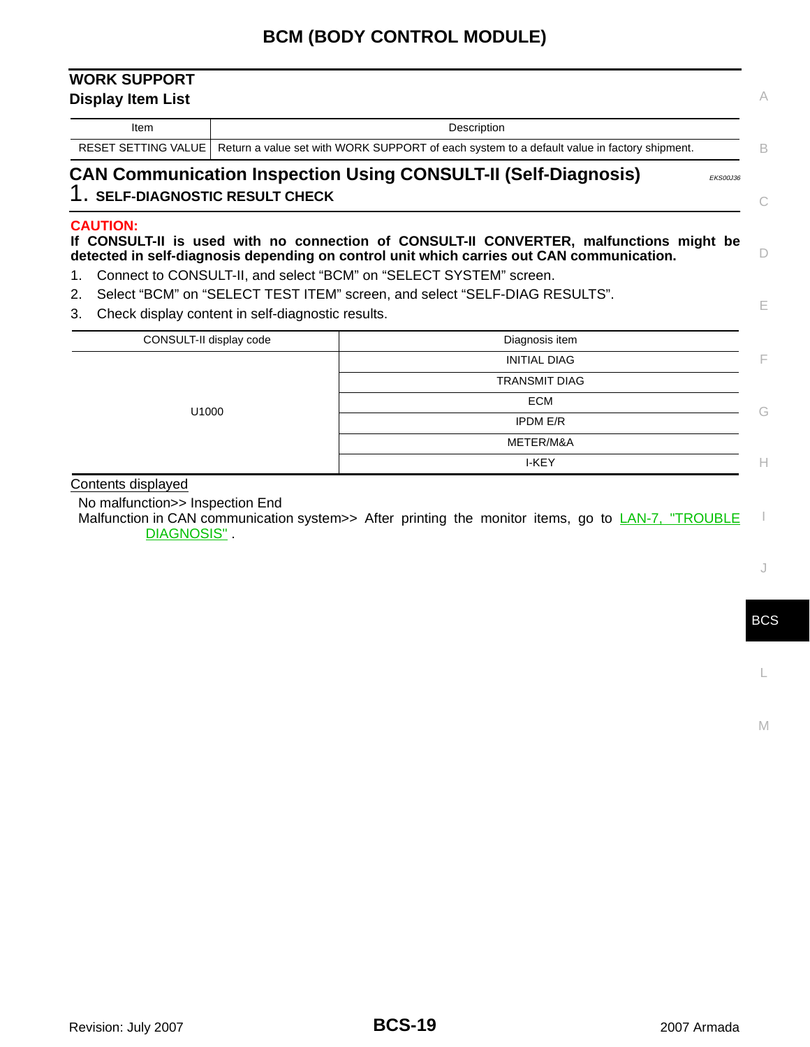## WORK SUPPORT

### Display Item List

| Item | Description |
|---|---|
| RESET SETTING VALUE | Return a value set with WORK SUPPORT of each system to a default value in factory shipment. |

## CAN Communication Inspection Using CONSULT-II (Self-Diagnosis)

EKS00J36

### 1. SELF-DIAGNOSTIC RESULT CHECK

**CAUTION:**

**If CONSULT-II is used with no connection of CONSULT-II CONVERTER, malfunctions might be detected in self-diagnosis depending on control unit which carries out CAN communication.**

1. Connect to CONSULT-II, and select “BCM” on “SELECT SYSTEM” screen.
2. Select “BCM” on “SELECT TEST ITEM” screen, and select “SELF-DIAG RESULTS”.
3. Check display content in self-diagnostic results.

| CONSULT-II display code | Diagnosis item |
|---|---|
| U1000 | INITIAL DIAG |
| | TRANSMIT DIAG |
| | ECM |
| | IPDM E/R |
| | METER/M&A |
| | I-KEY |

Contents displayed

No malfunction>> Inspection End

Malfunction in CAN communication system>> After printing the monitor items, go to LAN-7, "TROUBLE DIAGNOSIS" .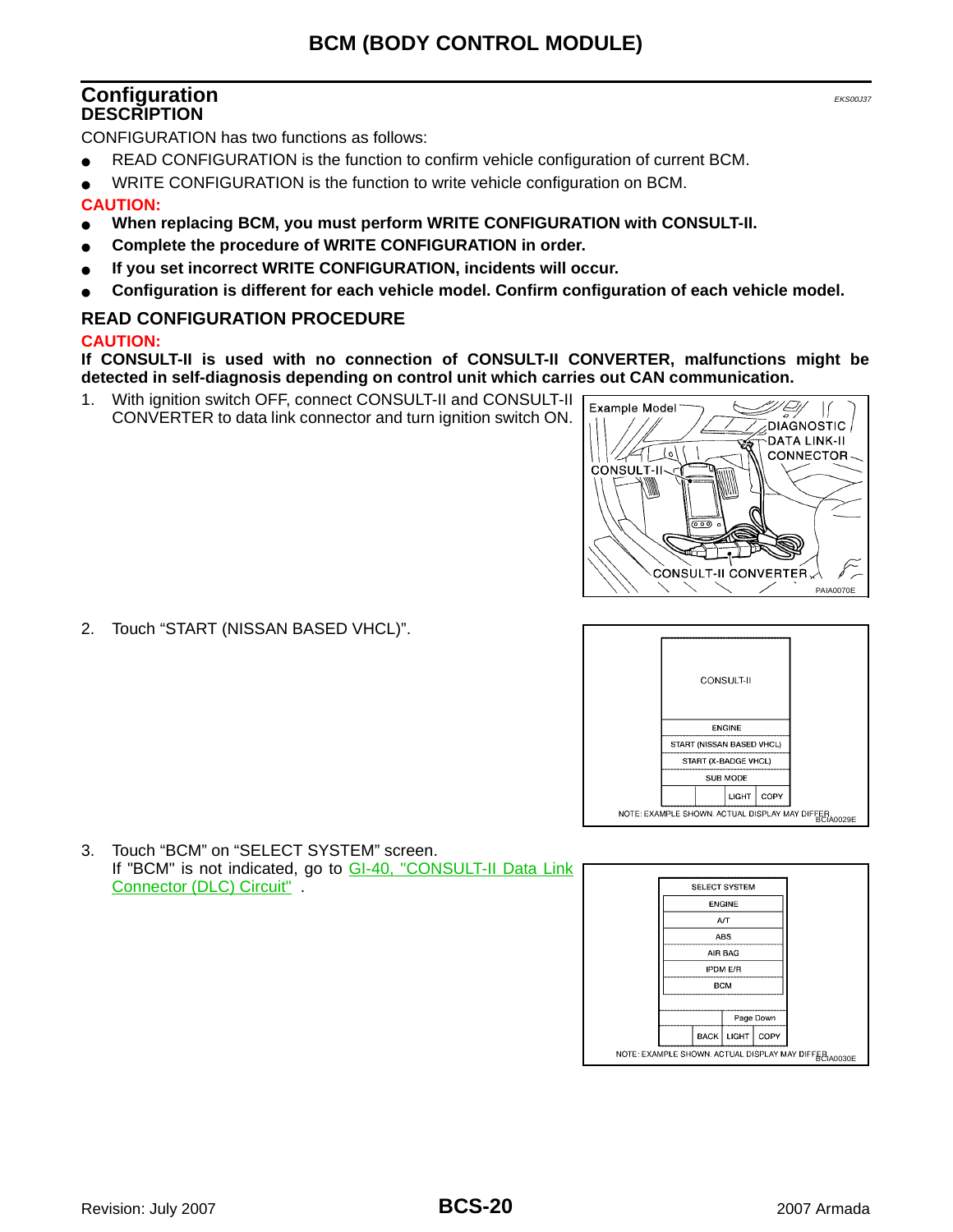# BCM (BODY CONTROL MODULE)

## Configuration

EKS00J37

### DESCRIPTION

CONFIGURATION has two functions as follows:

- READ CONFIGURATION is the function to confirm vehicle configuration of current BCM.
- WRITE CONFIGURATION is the function to write vehicle configuration on BCM.

**CAUTION:**

- **When replacing BCM, you must perform WRITE CONFIGURATION with CONSULT-II.**
- **Complete the procedure of WRITE CONFIGURATION in order.**
- **If you set incorrect WRITE CONFIGURATION, incidents will occur.**
- **Configuration is different for each vehicle model. Confirm configuration of each vehicle model.**

### READ CONFIGURATION PROCEDURE

**CAUTION:**

**If CONSULT-II is used with no connection of CONSULT-II CONVERTER, malfunctions might be detected in self-diagnosis depending on control unit which carries out CAN communication.**

1. With ignition switch OFF, connect CONSULT-II and CONSULT-II CONVERTER to data link connector and turn ignition switch ON.

Example Model — DIAGNOSTIC DATA LINK-II CONNECTOR — CONSULT-II — CONSULT-II CONVERTER

PAIA0070E

2. Touch “START (NISSAN BASED VHCL)”.

CONSULT-II
ENGINE
START (NISSAN BASED VHCL)
START (X-BADGE VHCL)
SUB MODE
LIGHT | COPY

NOTE: EXAMPLE SHOWN. ACTUAL DISPLAY MAY DIFFER.

BCIA0029E

3. Touch “BCM” on “SELECT SYSTEM” screen.
   If "BCM" is not indicated, go to GI-40, "CONSULT-II Data Link Connector (DLC) Circuit" .

SELECT SYSTEM
ENGINE
A/T
ABS
AIR BAG
IPDM E/R
BCM
Page Down
BACK | LIGHT | COPY

NOTE: EXAMPLE SHOWN. ACTUAL DISPLAY MAY DIFFER.

BCIA0030E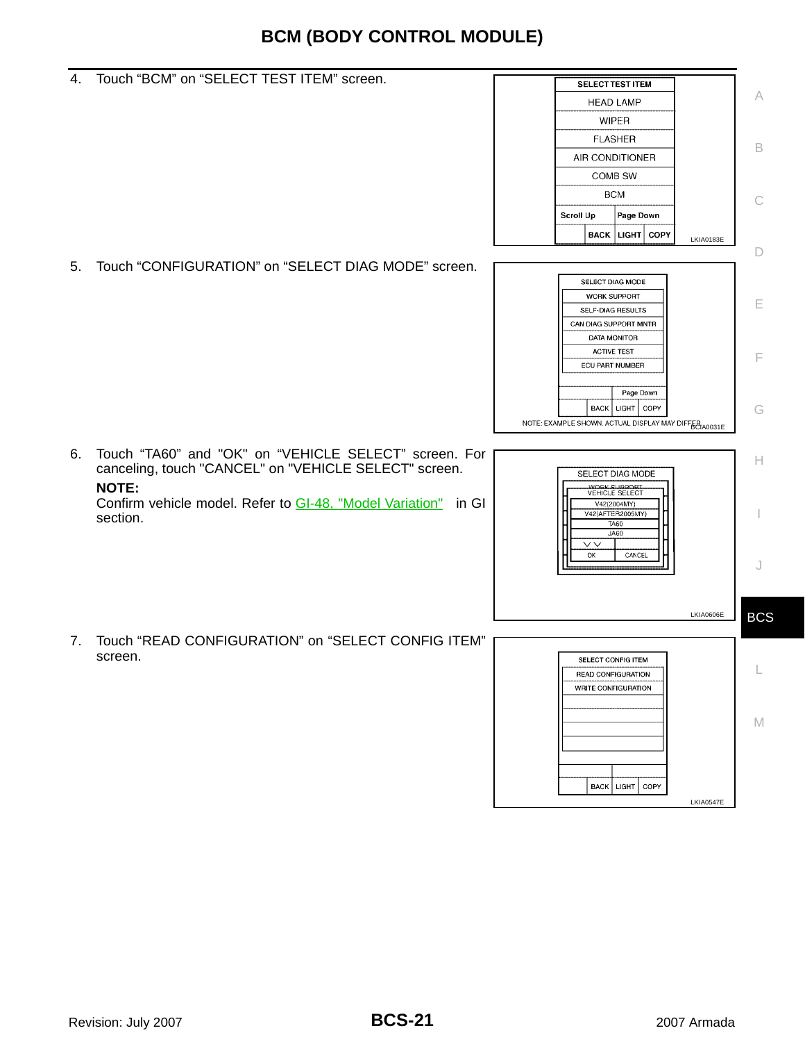4. Touch “BCM” on “SELECT TEST ITEM” screen.

5. Touch “CONFIGURATION” on “SELECT DIAG MODE” screen.

6. Touch “TA60” and "OK" on “VEHICLE SELECT” screen. For canceling, touch "CANCEL" on "VEHICLE SELECT" screen.

   **NOTE:**
   Confirm vehicle model. Refer to GI-48, "Model Variation" in GI section.

7. Touch “READ CONFIGURATION” on “SELECT CONFIG ITEM” screen.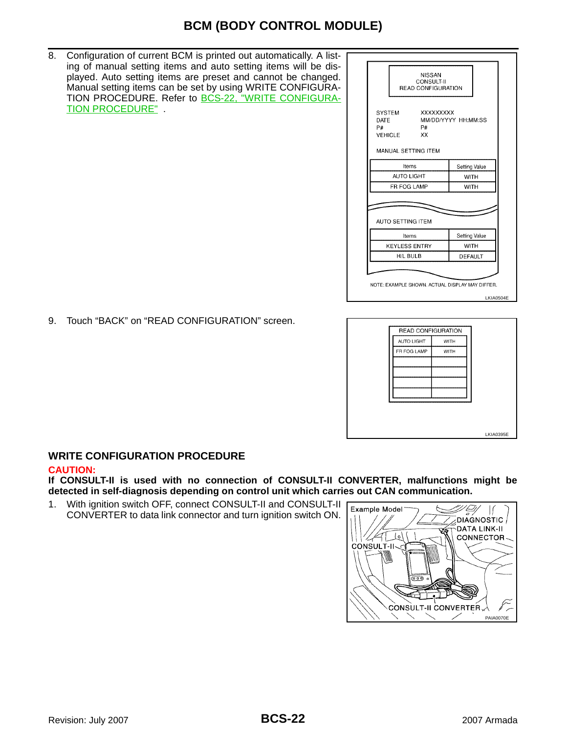# BCM (BODY CONTROL MODULE)

8. Configuration of current BCM is printed out automatically. A listing of manual setting items and auto setting items will be displayed. Auto setting items are preset and cannot be changed. Manual setting items can be set by using WRITE CONFIGURATION PROCEDURE. Refer to BCS-22, "WRITE CONFIGURATION PROCEDURE" .

NISSAN
CONSULT-II
READ CONFIGURATION

SYSTEM XXXXXXXXX
DATE MM/DD/YYYY HH:MM:SS
P# P#
VEHICLE XX

MANUAL SETTING ITEM

| Items | Setting Value |
|---|---|
| AUTO LIGHT | WITH |
| FR FOG LAMP | WITH |

AUTO SETTING ITEM

| Items | Setting Value |
|---|---|
| KEYLESS ENTRY | WITH |
| H/L BULB | DEFAULT |

NOTE: EXAMPLE SHOWN. ACTUAL DISPLAY MAY DIFFER.

LKIA0504E

9. Touch “BACK” on “READ CONFIGURATION” screen.

READ CONFIGURATION

| AUTO LIGHT | WITH |
|---|---|
| FR FOG LAMP | WITH |
| | |
| | |
| | |
| | |

LKIA0395E

## WRITE CONFIGURATION PROCEDURE

**CAUTION:**

**If CONSULT-II is used with no connection of CONSULT-II CONVERTER, malfunctions might be detected in self-diagnosis depending on control unit which carries out CAN communication.**

1. With ignition switch OFF, connect CONSULT-II and CONSULT-II CONVERTER to data link connector and turn ignition switch ON.

Example Model
DIAGNOSTIC DATA LINK-II CONNECTOR
CONSULT-II
CONSULT-II CONVERTER

PAIA0070E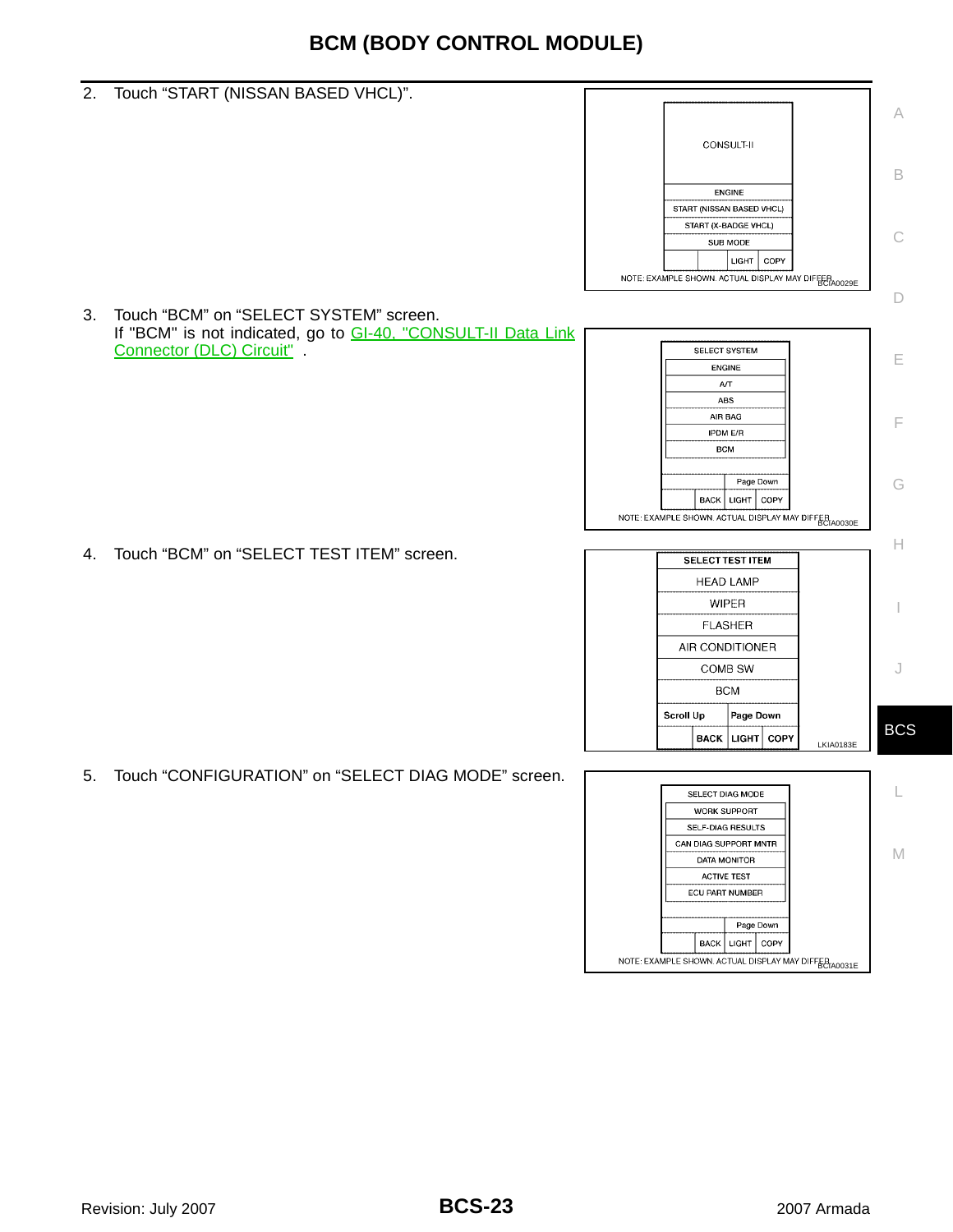2. Touch “START (NISSAN BASED VHCL)”.

3. Touch “BCM” on “SELECT SYSTEM” screen.
   If "BCM" is not indicated, go to GI-40, "CONSULT-II Data Link Connector (DLC) Circuit" .

4. Touch “BCM” on “SELECT TEST ITEM” screen.

5. Touch “CONFIGURATION” on “SELECT DIAG MODE” screen.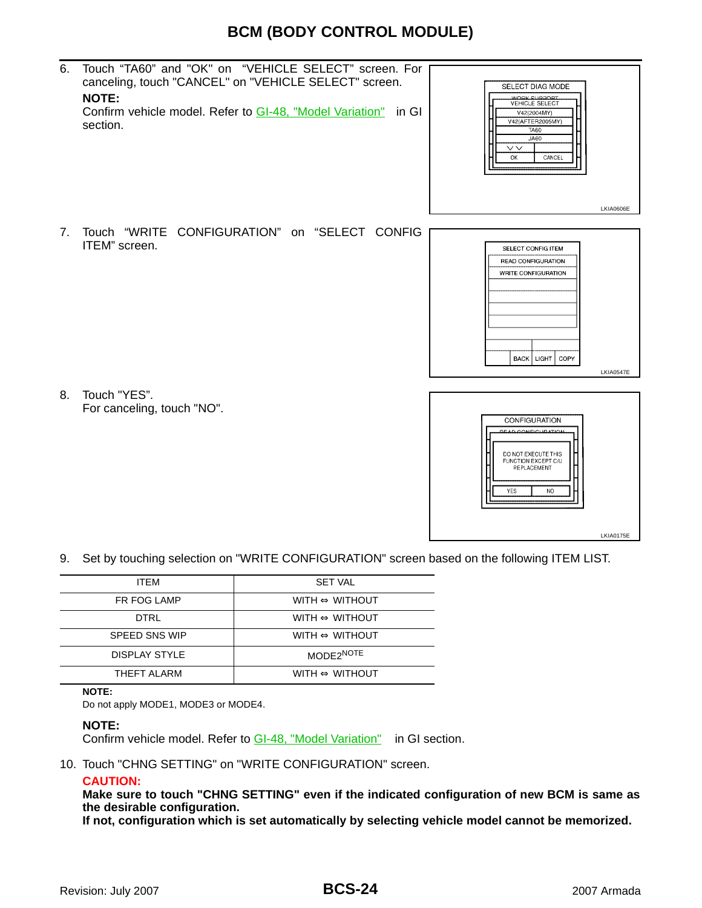# BCM (BODY CONTROL MODULE)

6. Touch “TA60” and "OK" on “VEHICLE SELECT” screen. For canceling, touch "CANCEL" on "VEHICLE SELECT" screen.

   **NOTE:**
   Confirm vehicle model. Refer to GI-48, "Model Variation" in GI section.

LKIA0606E

7. Touch “WRITE CONFIGURATION” on “SELECT CONFIG ITEM” screen.

LKIA0547E

8. Touch "YES".
   For canceling, touch "NO".

LKIA0175E

9. Set by touching selection on "WRITE CONFIGURATION" screen based on the following ITEM LIST.

| ITEM | SET VAL |
|---|---|
| FR FOG LAMP | WITH ⇔ WITHOUT |
| DTRL | WITH ⇔ WITHOUT |
| SPEED SNS WIP | WITH ⇔ WITHOUT |
| DISPLAY STYLE | MODE2[NOTE] |
| THEFT ALARM | WITH ⇔ WITHOUT |

**NOTE:**
Do not apply MODE1, MODE3 or MODE4.

**NOTE:**
Confirm vehicle model. Refer to GI-48, "Model Variation" in GI section.

10. Touch "CHNG SETTING" on "WRITE CONFIGURATION" screen.

    **CAUTION:**
    **Make sure to touch "CHNG SETTING" even if the indicated configuration of new BCM is same as the desirable configuration.**
    **If not, configuration which is set automatically by selecting vehicle model cannot be memorized.**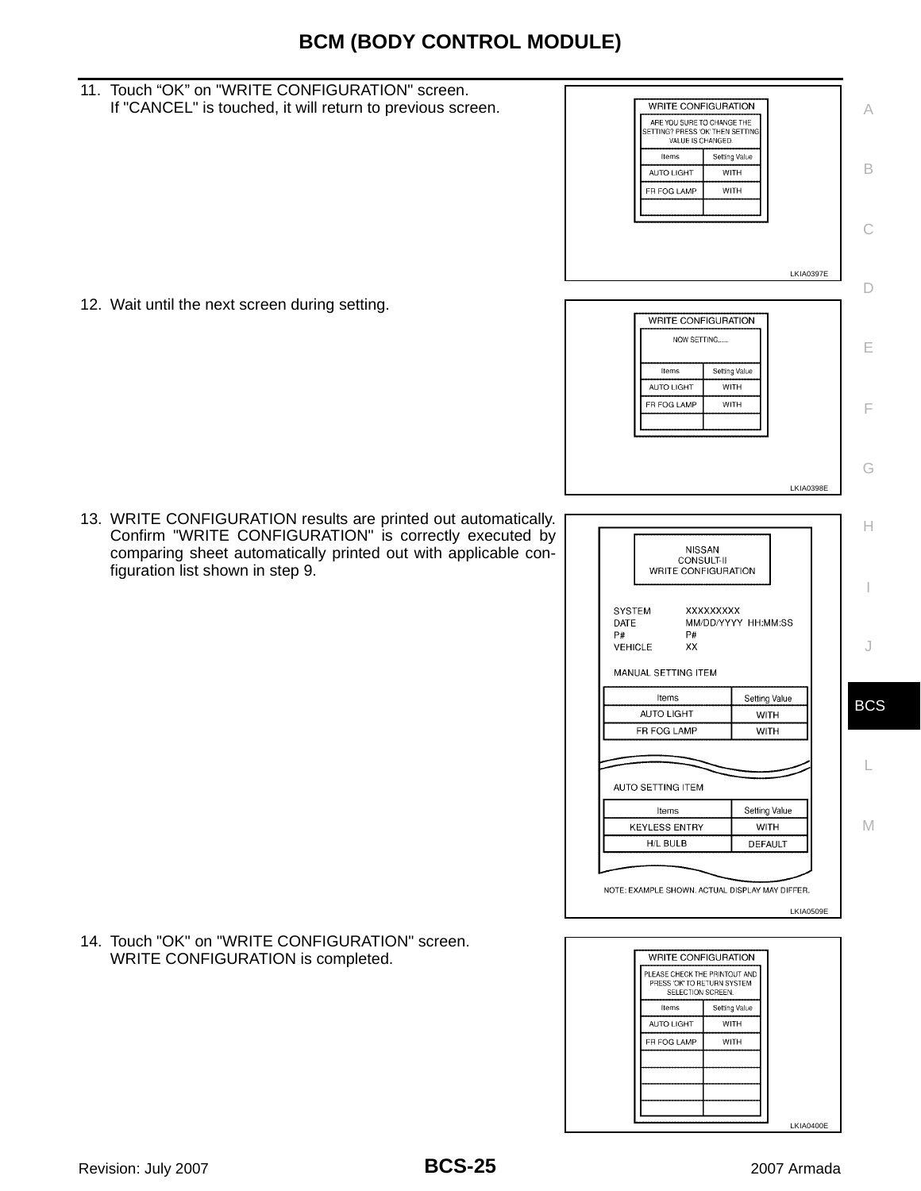11. Touch “OK” on "WRITE CONFIGURATION" screen.
    If "CANCEL" is touched, it will return to previous screen.

12. Wait until the next screen during setting.

13. WRITE CONFIGURATION results are printed out automatically. Confirm "WRITE CONFIGURATION" is correctly executed by comparing sheet automatically printed out with applicable configuration list shown in step 9.

14. Touch "OK" on "WRITE CONFIGURATION" screen.
    WRITE CONFIGURATION is completed.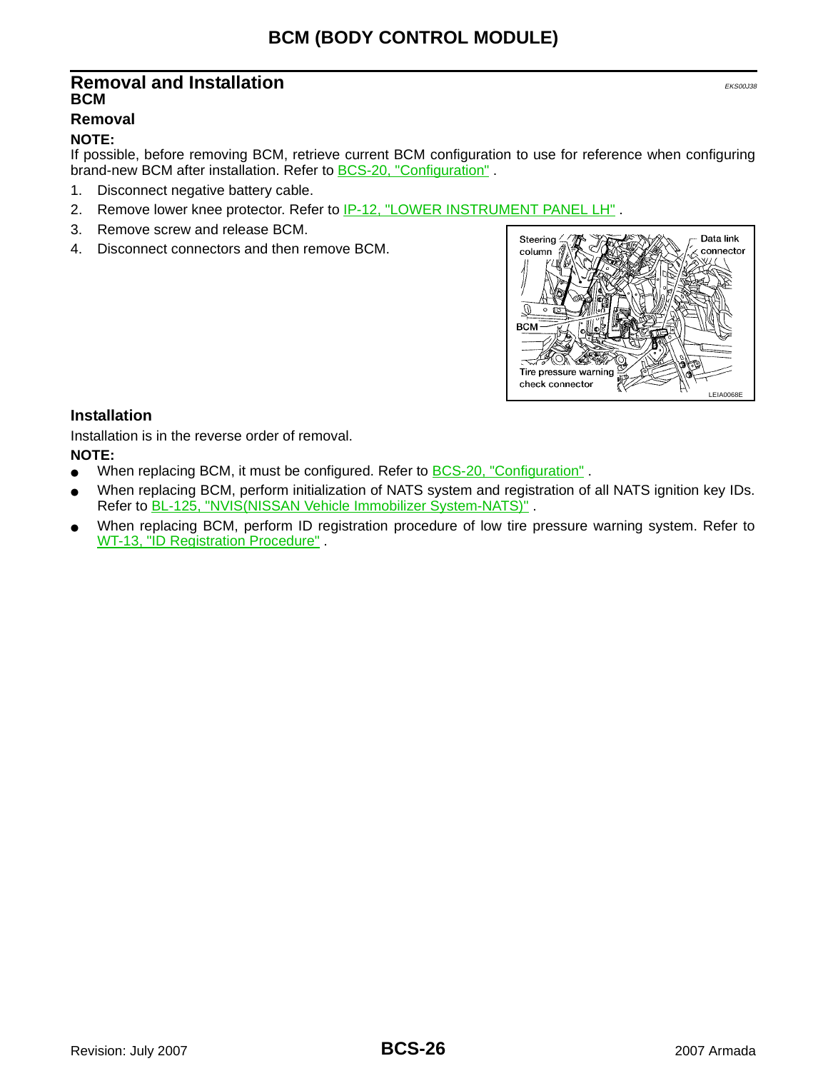## Removal and Installation

EKS00J38

### BCM

#### Removal

**NOTE:**
If possible, before removing BCM, retrieve current BCM configuration to use for reference when configuring brand-new BCM after installation. Refer to BCS-20, "Configuration" .

1. Disconnect negative battery cable.
2. Remove lower knee protector. Refer to IP-12, "LOWER INSTRUMENT PANEL LH" .
3. Remove screw and release BCM.
4. Disconnect connectors and then remove BCM.

Steering column
Data link connector
BCM
Tire pressure warning check connector
LEIA0068E

#### Installation

Installation is in the reverse order of removal.

**NOTE:**

- When replacing BCM, it must be configured. Refer to BCS-20, "Configuration" .
- When replacing BCM, perform initialization of NATS system and registration of all NATS ignition key IDs. Refer to BL-125, "NVIS(NISSAN Vehicle Immobilizer System-NATS)" .
- When replacing BCM, perform ID registration procedure of low tire pressure warning system. Refer to WT-13, "ID Registration Procedure" .